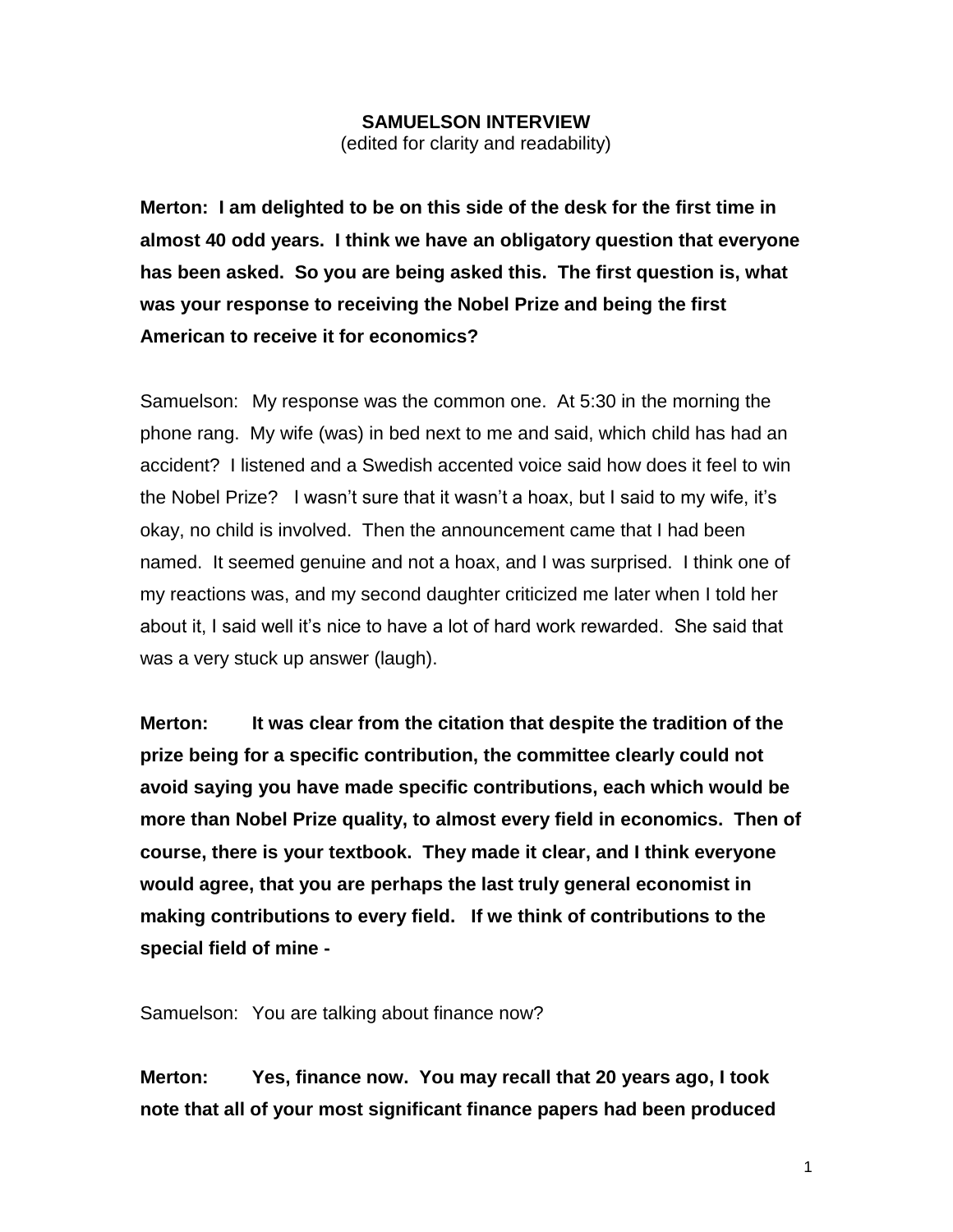# SAMUELSON INTERVIEW

(edited for clarity and readability)

**Merton: I am delighted to be on this side of the desk for the first time in almost 40 odd years. I think we have an obligatory question that everyone has been asked. So you are being asked this. The first question is, what was your response to receiving the Nobel Prize and being the first American to receive it for economics?**

Samuelson: My response was the common one. At 5:30 in the morning the phone rang. My wife (was) in bed next to me and said, which child has had an accident? I listened and a Swedish accented voice said how does it feel to win the Nobel Prize? I wasn't sure that it wasn't a hoax, but I said to my wife, it's okay, no child is involved. Then the announcement came that I had been named. It seemed genuine and not a hoax, and I was surprised. I think one of my reactions was, and my second daughter criticized me later when I told her about it, I said well it's nice to have a lot of hard work rewarded. She said that was a very stuck up answer (laugh).

**Merton: It was clear from the citation that despite the tradition of the prize being for a specific contribution, the committee clearly could not avoid saying you have made specific contributions, each which would be more than Nobel Prize quality, to almost every field in economics. Then of course, there is your textbook. They made it clear, and I think everyone would agree, that you are perhaps the last truly general economist in making contributions to every field. If we think of contributions to the special field of mine -**

Samuelson: You are talking about finance now?

**Merton: Yes, finance now. You may recall that 20 years ago, I took note that all of your most significant finance papers had been produced**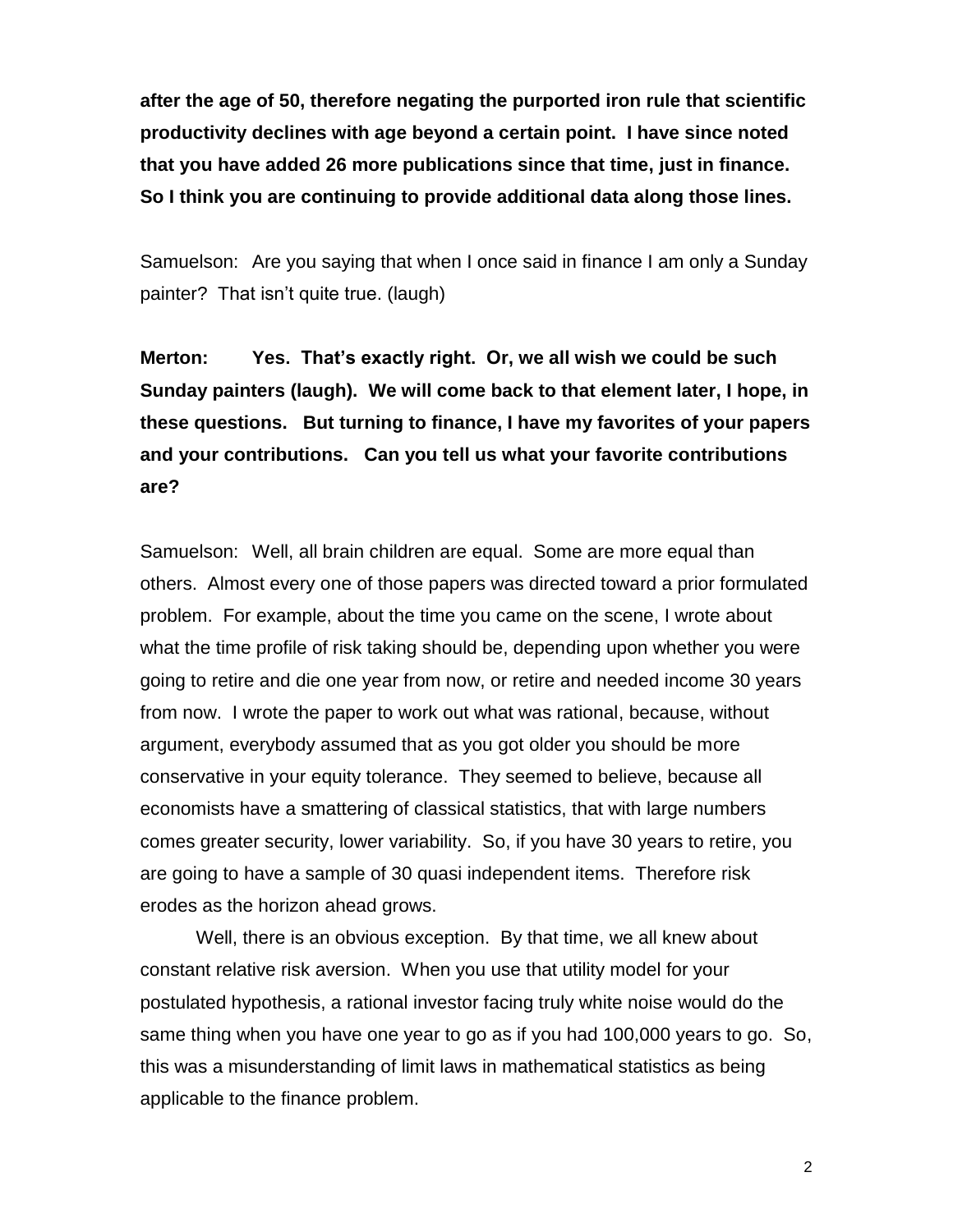**after the age of 50, therefore negating the purported iron rule that scientific productivity declines with age beyond a certain point. I have since noted that you have added 26 more publications since that time, just in finance. So I think you are continuing to provide additional data along those lines.**

Samuelson: Are you saying that when I once said in finance I am only a Sunday painter? That isn't quite true. (laugh)

**Merton: Yes. That's exactly right. Or, we all wish we could be such Sunday painters (laugh). We will come back to that element later, I hope, in these questions. But turning to finance, I have my favorites of your papers and your contributions. Can you tell us what your favorite contributions are?**

Samuelson: Well, all brain children are equal. Some are more equal than others. Almost every one of those papers was directed toward a prior formulated problem. For example, about the time you came on the scene, I wrote about what the time profile of risk taking should be, depending upon whether you were going to retire and die one year from now, or retire and needed income 30 years from now. I wrote the paper to work out what was rational, because, without argument, everybody assumed that as you got older you should be more conservative in your equity tolerance. They seemed to believe, because all economists have a smattering of classical statistics, that with large numbers comes greater security, lower variability. So, if you have 30 years to retire, you are going to have a sample of 30 quasi independent items. Therefore risk erodes as the horizon ahead grows.

Well, there is an obvious exception. By that time, we all knew about constant relative risk aversion. When you use that utility model for your postulated hypothesis, a rational investor facing truly white noise would do the same thing when you have one year to go as if you had 100,000 years to go. So, this was a misunderstanding of limit laws in mathematical statistics as being applicable to the finance problem.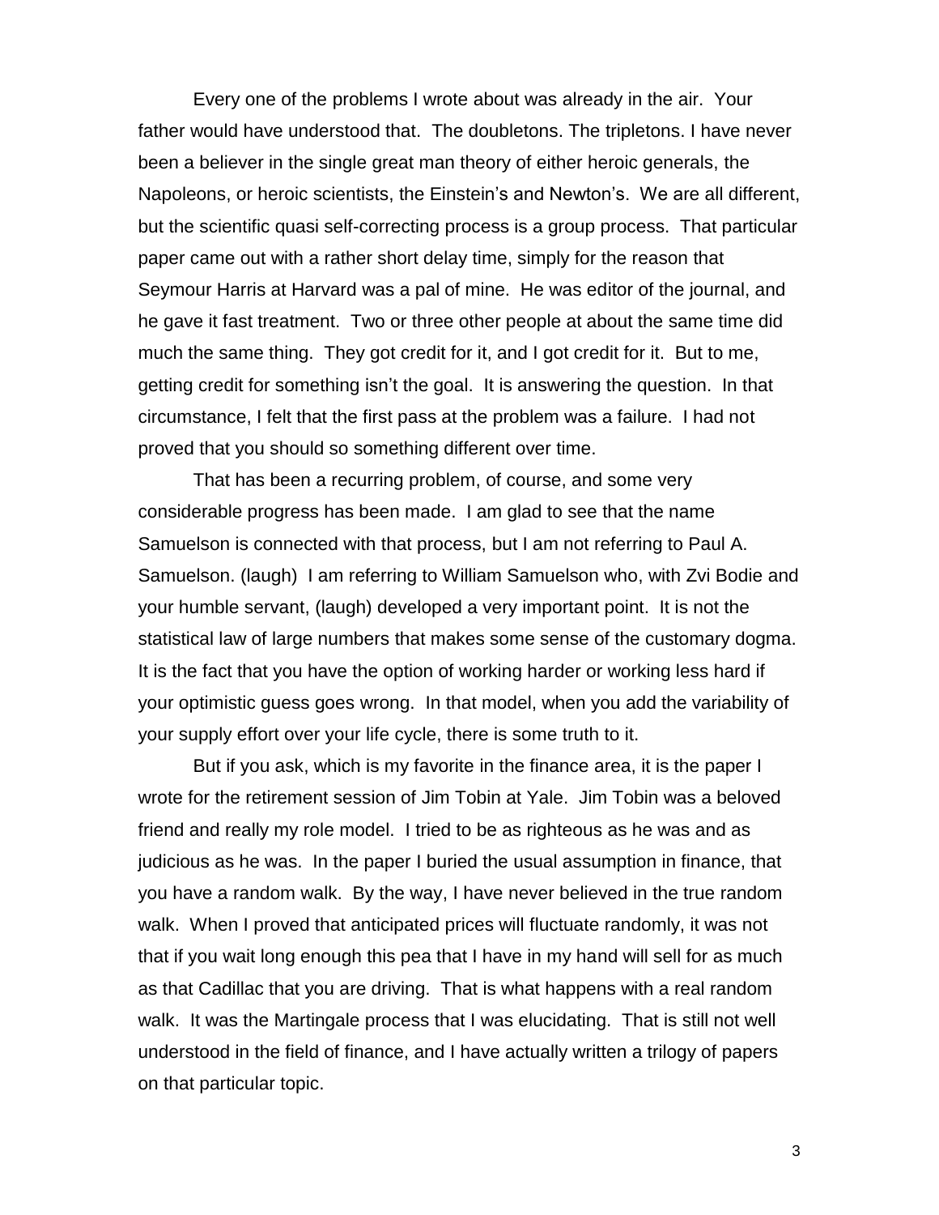Every one of the problems I wrote about was already in the air. Your father would have understood that. The doubletons. The tripletons. I have never been a believer in the single great man theory of either heroic generals, the Napoleons, or heroic scientists, the Einstein's and Newton's. We are all different, but the scientific quasi self-correcting process is a group process. That particular paper came out with a rather short delay time, simply for the reason that Seymour Harris at Harvard was a pal of mine. He was editor of the journal, and he gave it fast treatment. Two or three other people at about the same time did much the same thing. They got credit for it, and I got credit for it. But to me, getting credit for something isn't the goal. It is answering the question. In that circumstance, I felt that the first pass at the problem was a failure. I had not proved that you should so something different over time.

That has been a recurring problem, of course, and some very considerable progress has been made. I am glad to see that the name Samuelson is connected with that process, but I am not referring to Paul A. Samuelson. (laugh) I am referring to William Samuelson who, with Zvi Bodie and your humble servant, (laugh) developed a very important point. It is not the statistical law of large numbers that makes some sense of the customary dogma. It is the fact that you have the option of working harder or working less hard if your optimistic guess goes wrong. In that model, when you add the variability of your supply effort over your life cycle, there is some truth to it.

But if you ask, which is my favorite in the finance area, it is the paper I wrote for the retirement session of Jim Tobin at Yale. Jim Tobin was a beloved friend and really my role model. I tried to be as righteous as he was and as judicious as he was. In the paper I buried the usual assumption in finance, that you have a random walk. By the way, I have never believed in the true random walk. When I proved that anticipated prices will fluctuate randomly, it was not that if you wait long enough this pea that I have in my hand will sell for as much as that Cadillac that you are driving. That is what happens with a real random walk. It was the Martingale process that I was elucidating. That is still not well understood in the field of finance, and I have actually written a trilogy of papers on that particular topic.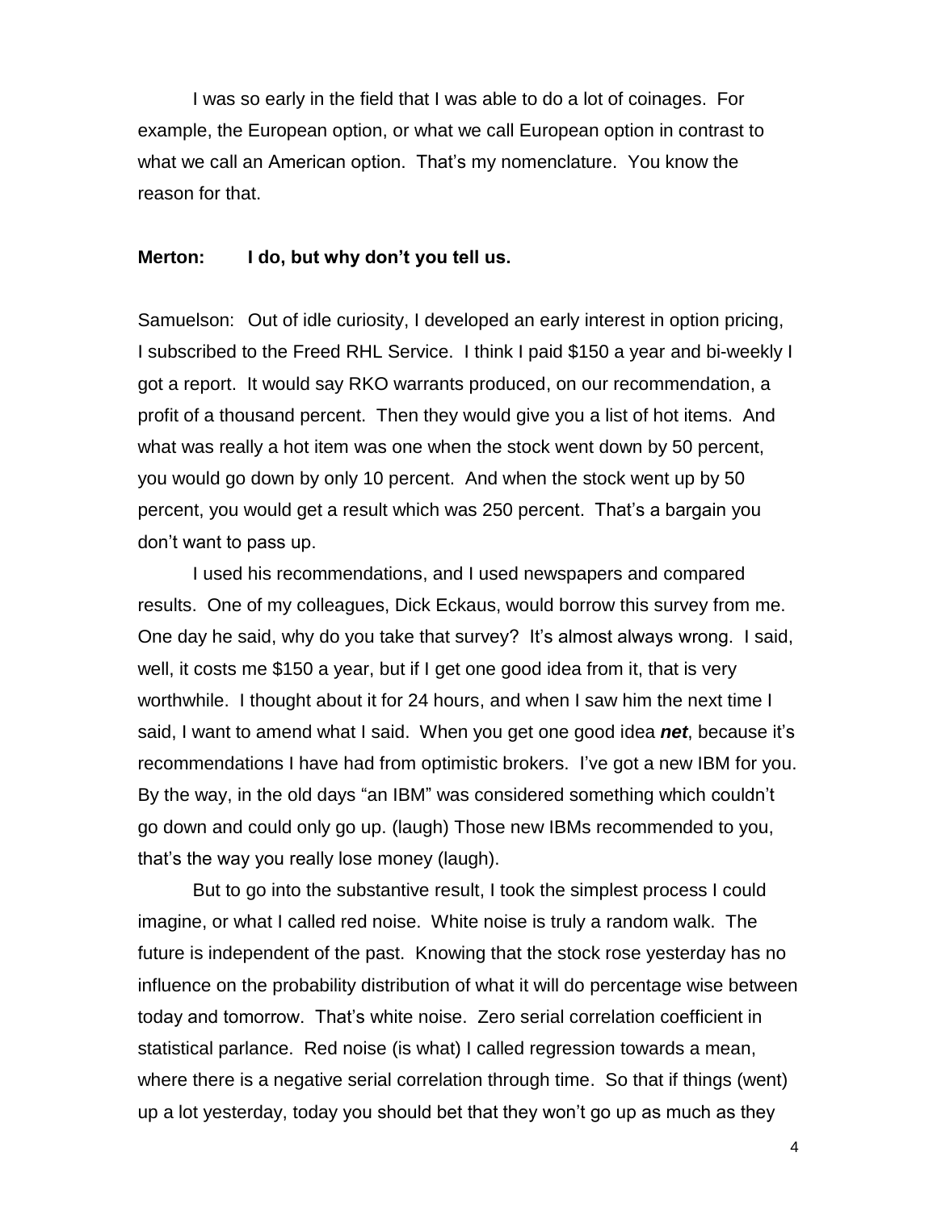I was so early in the field that I was able to do a lot of coinages. For example, the European option, or what we call European option in contrast to what we call an American option. That's my nomenclature. You know the reason for that.

**Merton: I do, but why don't you tell us.**

Samuelson: Out of idle curiosity, I developed an early interest in option pricing, I subscribed to the Freed RHL Service. I think I paid $150 a year and bi-weekly I got a report. It would say RKO warrants produced, on our recommendation, a profit of a thousand percent. Then they would give you a list of hot items. And what was really a hot item was one when the stock went down by 50 percent, you would go down by only 10 percent. And when the stock went up by 50 percent, you would get a result which was 250 percent. That's a bargain you don't want to pass up.

I used his recommendations, and I used newspapers and compared results. One of my colleagues, Dick Eckaus, would borrow this survey from me. One day he said, why do you take that survey? It's almost always wrong. I said, well, it costs me $150 a year, but if I get one good idea from it, that is very worthwhile. I thought about it for 24 hours, and when I saw him the next time I said, I want to amend what I said. When you get one good idea ***net***, because it's recommendations I have had from optimistic brokers. I've got a new IBM for you. By the way, in the old days "an IBM" was considered something which couldn't go down and could only go up. (laugh) Those new IBMs recommended to you, that's the way you really lose money (laugh).

But to go into the substantive result, I took the simplest process I could imagine, or what I called red noise. White noise is truly a random walk. The future is independent of the past. Knowing that the stock rose yesterday has no influence on the probability distribution of what it will do percentage wise between today and tomorrow. That's white noise. Zero serial correlation coefficient in statistical parlance. Red noise (is what) I called regression towards a mean, where there is a negative serial correlation through time. So that if things (went) up a lot yesterday, today you should bet that they won't go up as much as they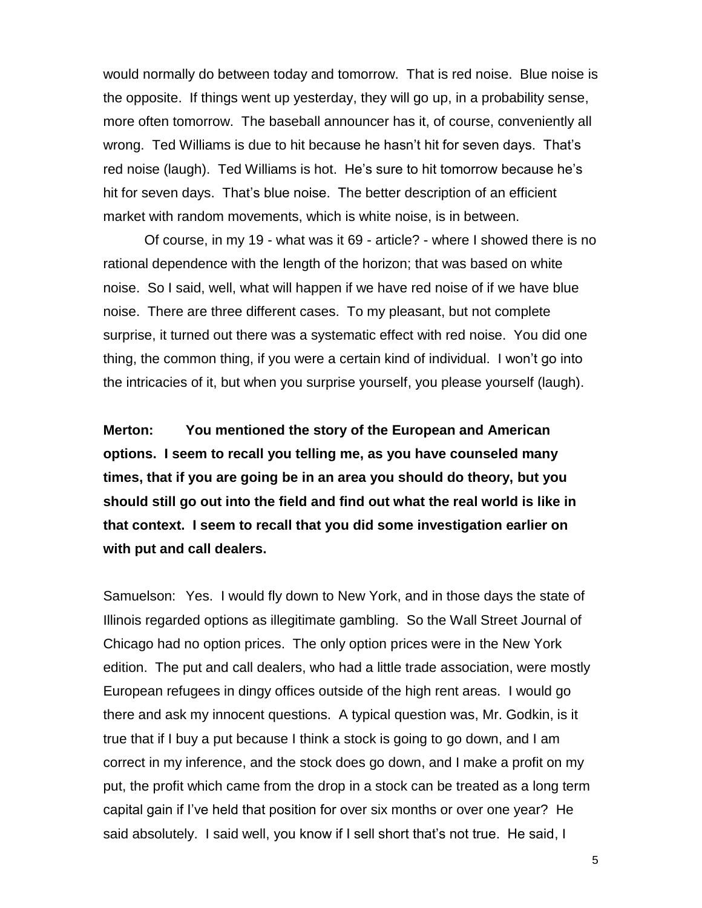would normally do between today and tomorrow. That is red noise. Blue noise is the opposite. If things went up yesterday, they will go up, in a probability sense, more often tomorrow. The baseball announcer has it, of course, conveniently all wrong. Ted Williams is due to hit because he hasn't hit for seven days. That's red noise (laugh). Ted Williams is hot. He's sure to hit tomorrow because he's hit for seven days. That's blue noise. The better description of an efficient market with random movements, which is white noise, is in between.

Of course, in my 19 - what was it 69 - article? - where I showed there is no rational dependence with the length of the horizon; that was based on white noise. So I said, well, what will happen if we have red noise of if we have blue noise. There are three different cases. To my pleasant, but not complete surprise, it turned out there was a systematic effect with red noise. You did one thing, the common thing, if you were a certain kind of individual. I won't go into the intricacies of it, but when you surprise yourself, you please yourself (laugh).

**Merton: You mentioned the story of the European and American options. I seem to recall you telling me, as you have counseled many times, that if you are going be in an area you should do theory, but you should still go out into the field and find out what the real world is like in that context. I seem to recall that you did some investigation earlier on with put and call dealers.**

Samuelson: Yes. I would fly down to New York, and in those days the state of Illinois regarded options as illegitimate gambling. So the Wall Street Journal of Chicago had no option prices. The only option prices were in the New York edition. The put and call dealers, who had a little trade association, were mostly European refugees in dingy offices outside of the high rent areas. I would go there and ask my innocent questions. A typical question was, Mr. Godkin, is it true that if I buy a put because I think a stock is going to go down, and I am correct in my inference, and the stock does go down, and I make a profit on my put, the profit which came from the drop in a stock can be treated as a long term capital gain if I've held that position for over six months or over one year? He said absolutely. I said well, you know if I sell short that's not true. He said, I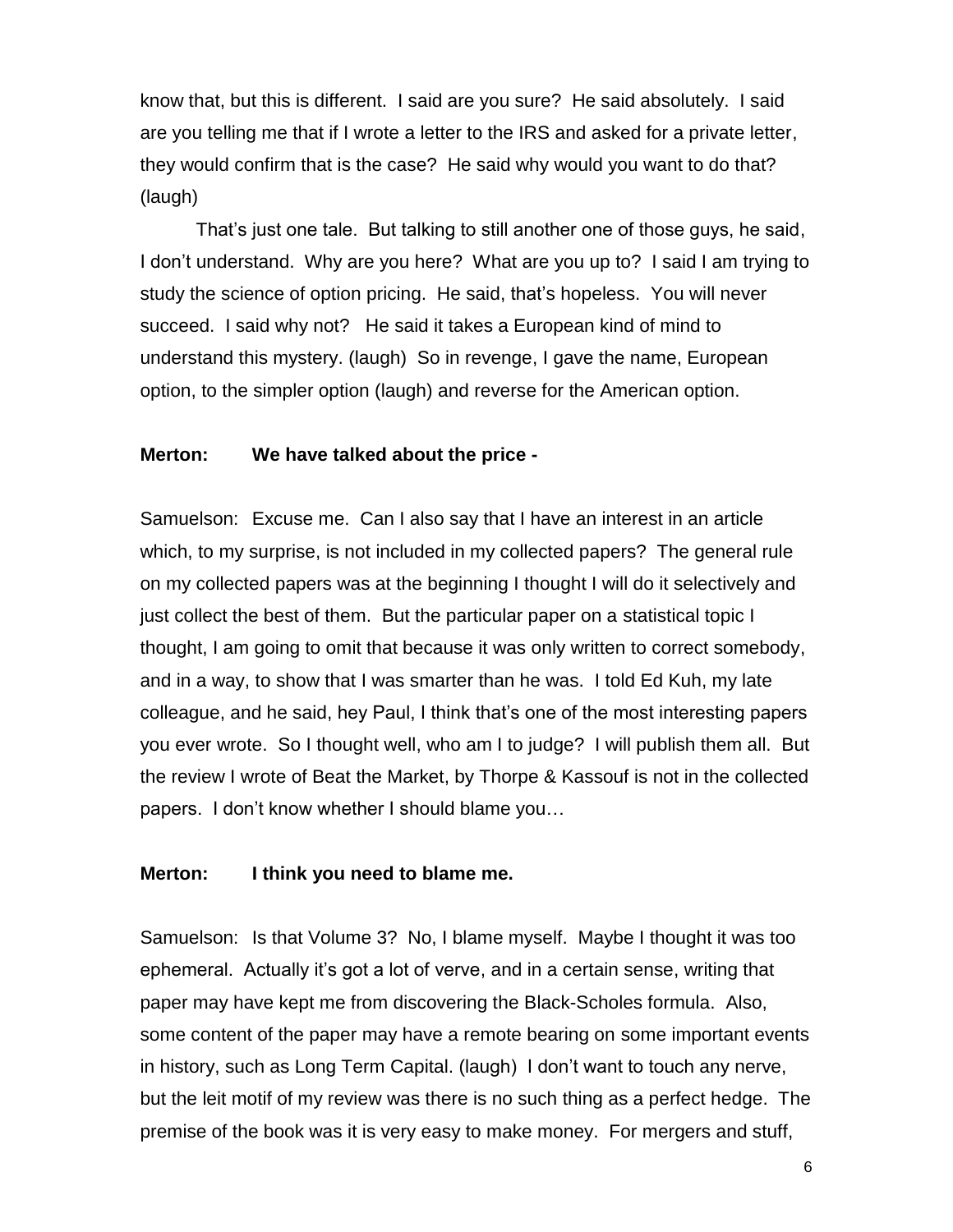know that, but this is different. I said are you sure? He said absolutely. I said are you telling me that if I wrote a letter to the IRS and asked for a private letter, they would confirm that is the case? He said why would you want to do that? (laugh)

That's just one tale. But talking to still another one of those guys, he said, I don't understand. Why are you here? What are you up to? I said I am trying to study the science of option pricing. He said, that's hopeless. You will never succeed. I said why not? He said it takes a European kind of mind to understand this mystery. (laugh) So in revenge, I gave the name, European option, to the simpler option (laugh) and reverse for the American option.

**Merton: We have talked about the price -**

Samuelson: Excuse me. Can I also say that I have an interest in an article which, to my surprise, is not included in my collected papers? The general rule on my collected papers was at the beginning I thought I will do it selectively and just collect the best of them. But the particular paper on a statistical topic I thought, I am going to omit that because it was only written to correct somebody, and in a way, to show that I was smarter than he was. I told Ed Kuh, my late colleague, and he said, hey Paul, I think that's one of the most interesting papers you ever wrote. So I thought well, who am I to judge? I will publish them all. But the review I wrote of Beat the Market, by Thorpe & Kassouf is not in the collected papers. I don't know whether I should blame you…

**Merton: I think you need to blame me.**

Samuelson: Is that Volume 3? No, I blame myself. Maybe I thought it was too ephemeral. Actually it's got a lot of verve, and in a certain sense, writing that paper may have kept me from discovering the Black-Scholes formula. Also, some content of the paper may have a remote bearing on some important events in history, such as Long Term Capital. (laugh) I don't want to touch any nerve, but the leit motif of my review was there is no such thing as a perfect hedge. The premise of the book was it is very easy to make money. For mergers and stuff,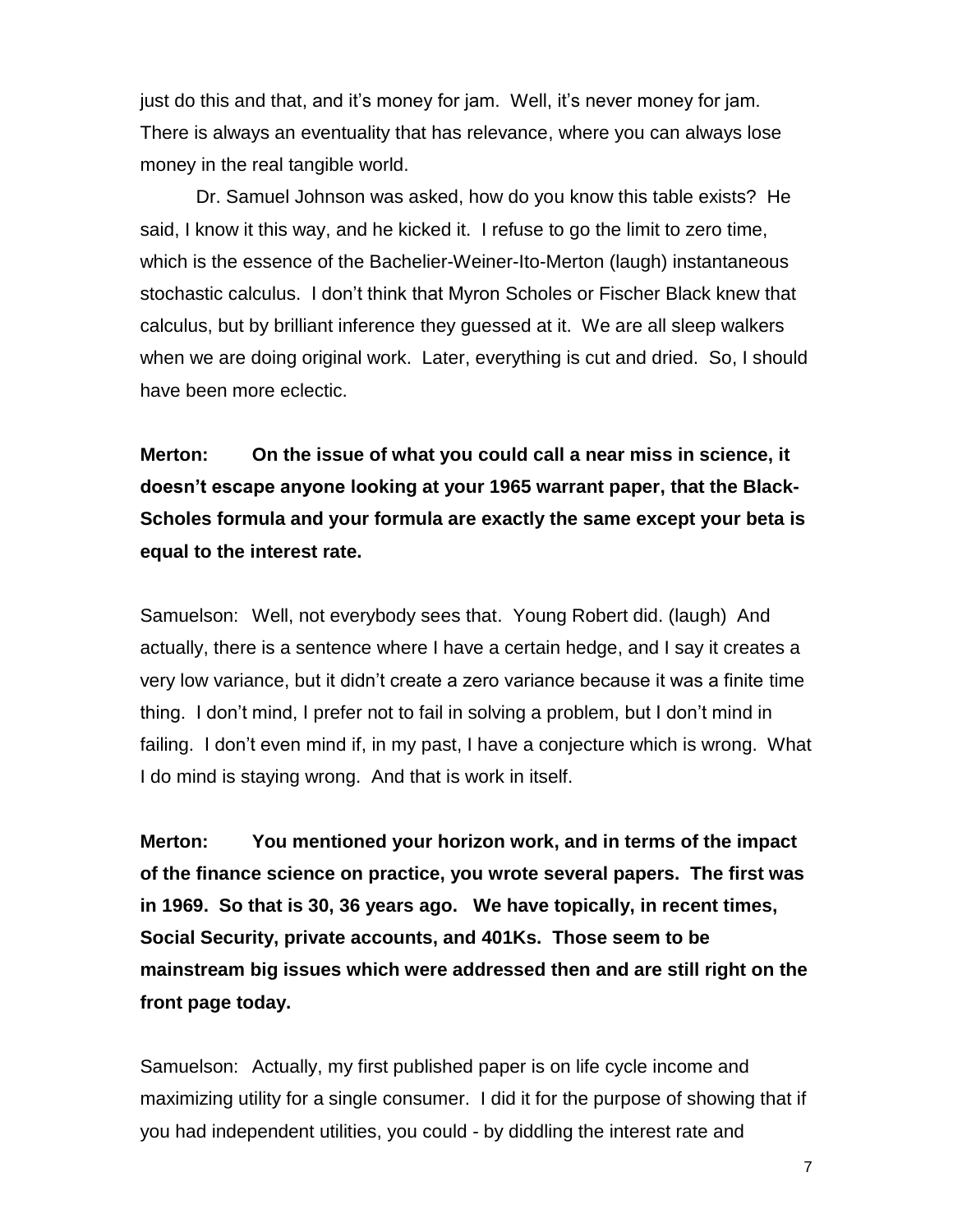just do this and that, and it's money for jam. Well, it's never money for jam. There is always an eventuality that has relevance, where you can always lose money in the real tangible world.

Dr. Samuel Johnson was asked, how do you know this table exists? He said, I know it this way, and he kicked it. I refuse to go the limit to zero time, which is the essence of the Bachelier-Weiner-Ito-Merton (laugh) instantaneous stochastic calculus. I don't think that Myron Scholes or Fischer Black knew that calculus, but by brilliant inference they guessed at it. We are all sleep walkers when we are doing original work. Later, everything is cut and dried. So, I should have been more eclectic.

**Merton: On the issue of what you could call a near miss in science, it doesn't escape anyone looking at your 1965 warrant paper, that the Black-Scholes formula and your formula are exactly the same except your beta is equal to the interest rate.**

Samuelson: Well, not everybody sees that. Young Robert did. (laugh) And actually, there is a sentence where I have a certain hedge, and I say it creates a very low variance, but it didn't create a zero variance because it was a finite time thing. I don't mind, I prefer not to fail in solving a problem, but I don't mind in failing. I don't even mind if, in my past, I have a conjecture which is wrong. What I do mind is staying wrong. And that is work in itself.

**Merton: You mentioned your horizon work, and in terms of the impact of the finance science on practice, you wrote several papers. The first was in 1969. So that is 30, 36 years ago. We have topically, in recent times, Social Security, private accounts, and 401Ks. Those seem to be mainstream big issues which were addressed then and are still right on the front page today.**

Samuelson: Actually, my first published paper is on life cycle income and maximizing utility for a single consumer. I did it for the purpose of showing that if you had independent utilities, you could - by diddling the interest rate and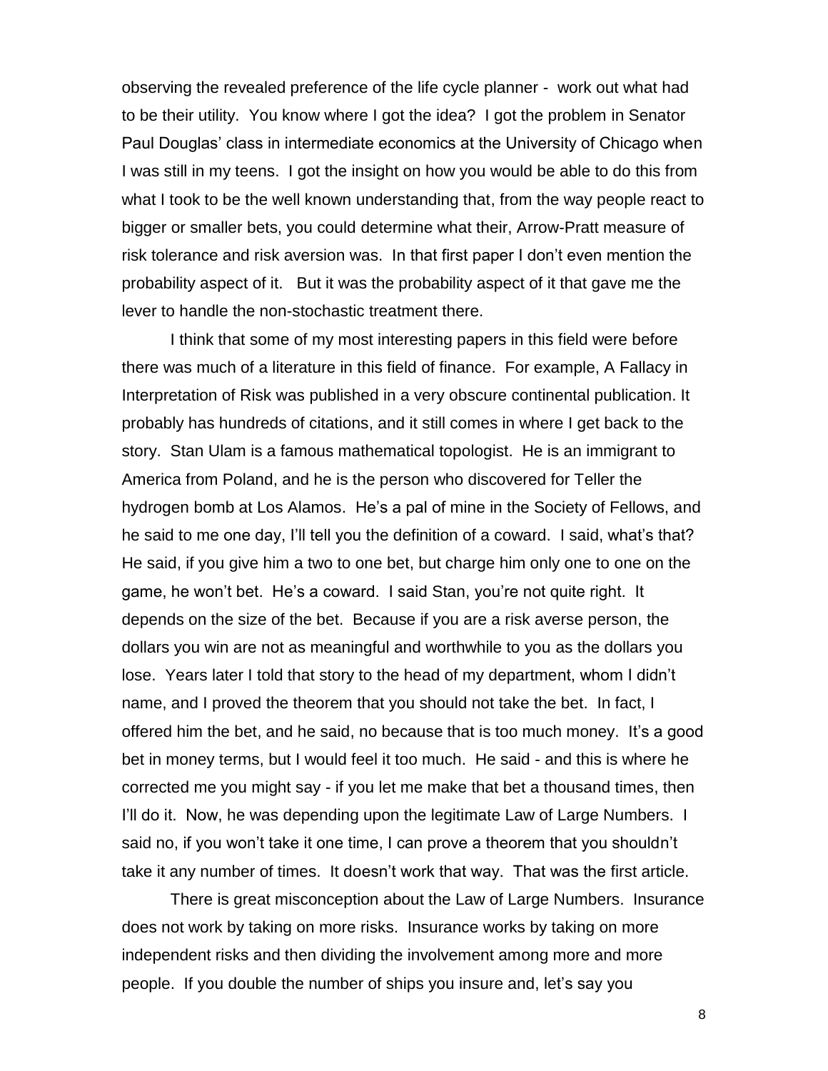observing the revealed preference of the life cycle planner - work out what had to be their utility. You know where I got the idea? I got the problem in Senator Paul Douglas' class in intermediate economics at the University of Chicago when I was still in my teens. I got the insight on how you would be able to do this from what I took to be the well known understanding that, from the way people react to bigger or smaller bets, you could determine what their, Arrow-Pratt measure of risk tolerance and risk aversion was. In that first paper I don't even mention the probability aspect of it. But it was the probability aspect of it that gave me the lever to handle the non-stochastic treatment there.

I think that some of my most interesting papers in this field were before there was much of a literature in this field of finance. For example, A Fallacy in Interpretation of Risk was published in a very obscure continental publication. It probably has hundreds of citations, and it still comes in where I get back to the story. Stan Ulam is a famous mathematical topologist. He is an immigrant to America from Poland, and he is the person who discovered for Teller the hydrogen bomb at Los Alamos. He's a pal of mine in the Society of Fellows, and he said to me one day, I'll tell you the definition of a coward. I said, what's that? He said, if you give him a two to one bet, but charge him only one to one on the game, he won't bet. He's a coward. I said Stan, you're not quite right. It depends on the size of the bet. Because if you are a risk averse person, the dollars you win are not as meaningful and worthwhile to you as the dollars you lose. Years later I told that story to the head of my department, whom I didn't name, and I proved the theorem that you should not take the bet. In fact, I offered him the bet, and he said, no because that is too much money. It's a good bet in money terms, but I would feel it too much. He said - and this is where he corrected me you might say - if you let me make that bet a thousand times, then I'll do it. Now, he was depending upon the legitimate Law of Large Numbers. I said no, if you won't take it one time, I can prove a theorem that you shouldn't take it any number of times. It doesn't work that way. That was the first article.

There is great misconception about the Law of Large Numbers. Insurance does not work by taking on more risks. Insurance works by taking on more independent risks and then dividing the involvement among more and more people. If you double the number of ships you insure and, let's say you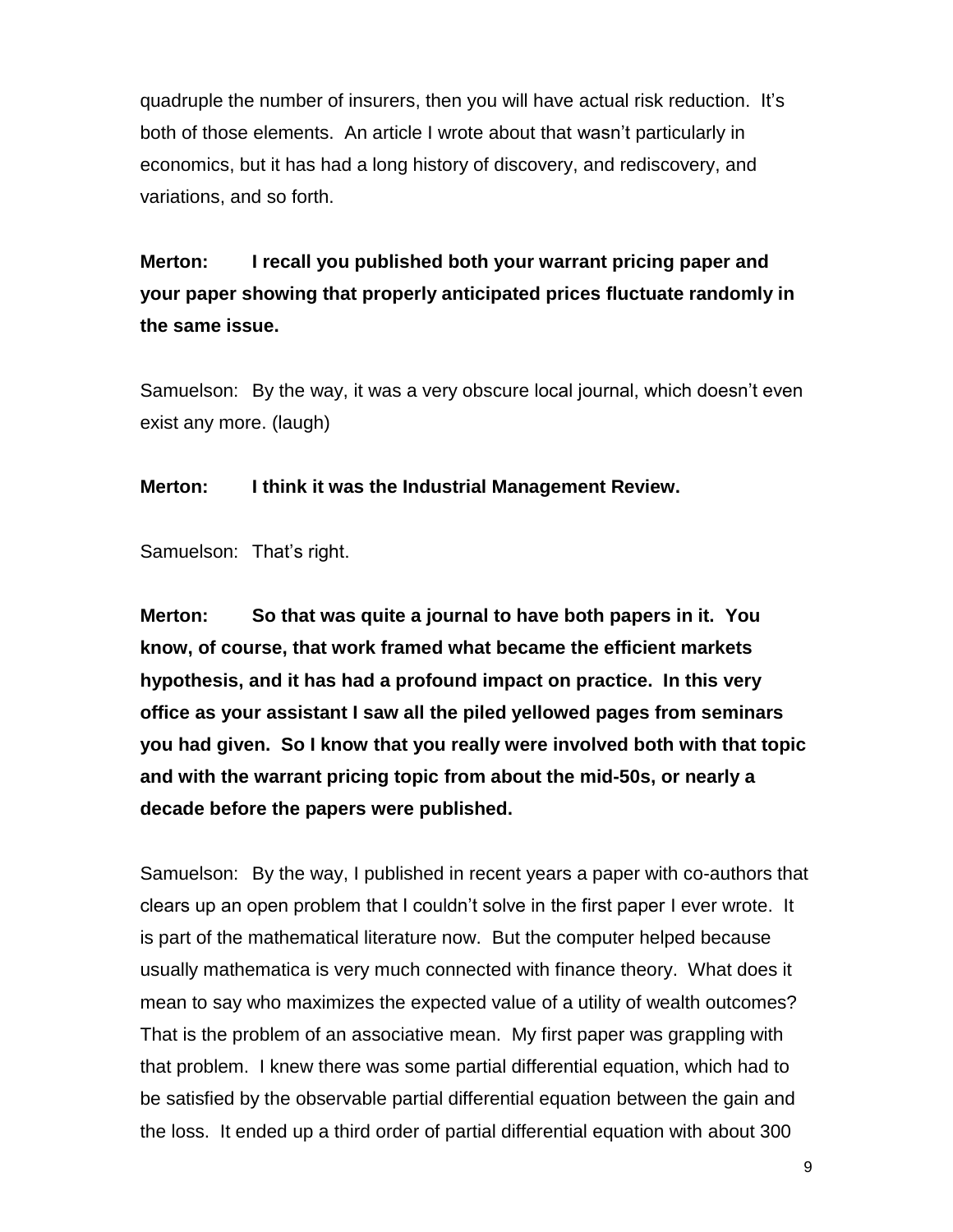quadruple the number of insurers, then you will have actual risk reduction. It's both of those elements. An article I wrote about that wasn't particularly in economics, but it has had a long history of discovery, and rediscovery, and variations, and so forth.

**Merton: I recall you published both your warrant pricing paper and your paper showing that properly anticipated prices fluctuate randomly in the same issue.**

Samuelson: By the way, it was a very obscure local journal, which doesn't even exist any more. (laugh)

**Merton: I think it was the Industrial Management Review.**

Samuelson: That's right.

**Merton: So that was quite a journal to have both papers in it. You know, of course, that work framed what became the efficient markets hypothesis, and it has had a profound impact on practice. In this very office as your assistant I saw all the piled yellowed pages from seminars you had given. So I know that you really were involved both with that topic and with the warrant pricing topic from about the mid-50s, or nearly a decade before the papers were published.**

Samuelson: By the way, I published in recent years a paper with co-authors that clears up an open problem that I couldn't solve in the first paper I ever wrote. It is part of the mathematical literature now. But the computer helped because usually mathematica is very much connected with finance theory. What does it mean to say who maximizes the expected value of a utility of wealth outcomes? That is the problem of an associative mean. My first paper was grappling with that problem. I knew there was some partial differential equation, which had to be satisfied by the observable partial differential equation between the gain and the loss. It ended up a third order of partial differential equation with about 300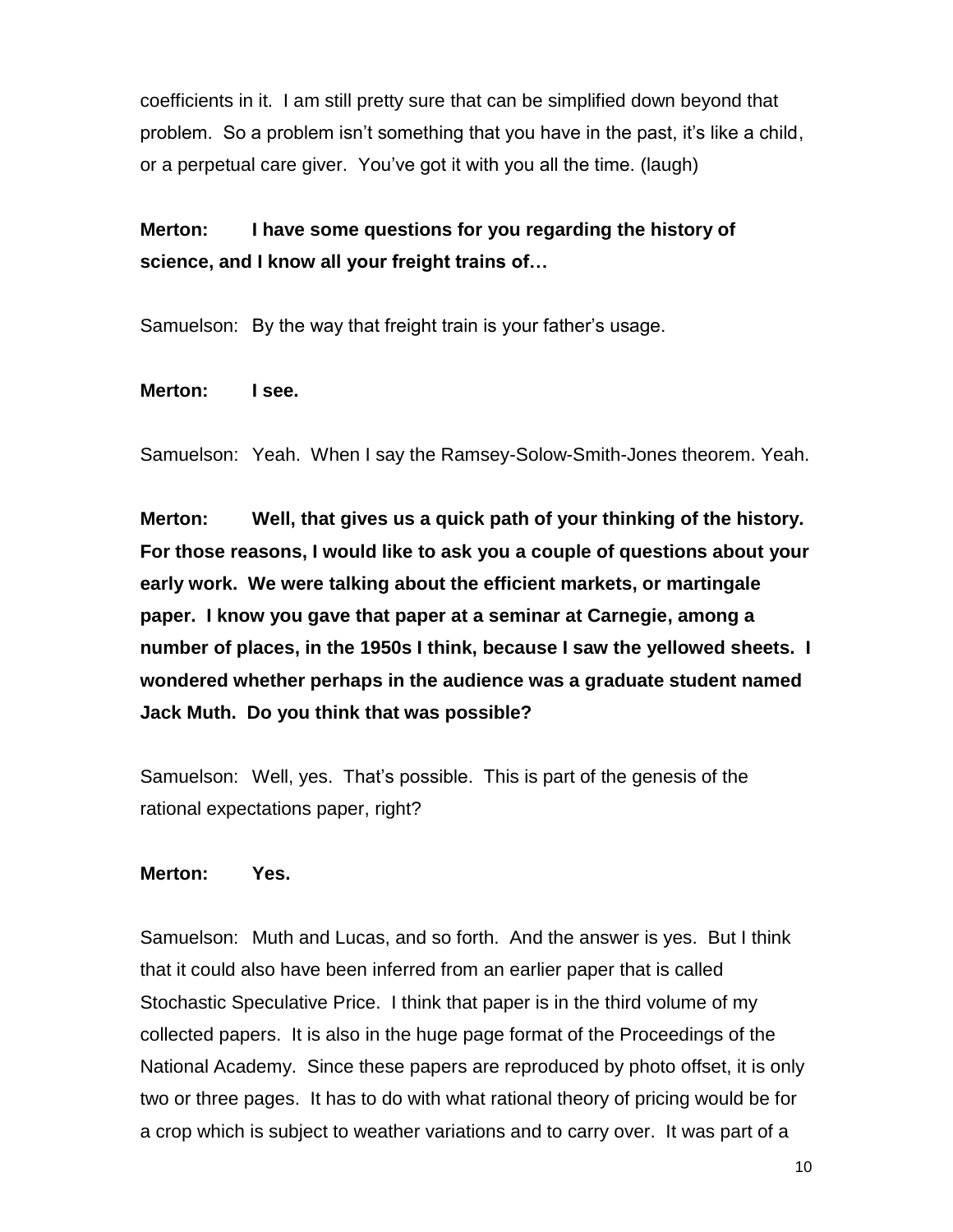coefficients in it. I am still pretty sure that can be simplified down beyond that problem. So a problem isn't something that you have in the past, it's like a child, or a perpetual care giver. You've got it with you all the time. (laugh)

**Merton: I have some questions for you regarding the history of science, and I know all your freight trains of…**

Samuelson: By the way that freight train is your father's usage.

**Merton: I see.**

Samuelson: Yeah. When I say the Ramsey-Solow-Smith-Jones theorem. Yeah.

**Merton: Well, that gives us a quick path of your thinking of the history. For those reasons, I would like to ask you a couple of questions about your early work. We were talking about the efficient markets, or martingale paper. I know you gave that paper at a seminar at Carnegie, among a number of places, in the 1950s I think, because I saw the yellowed sheets. I wondered whether perhaps in the audience was a graduate student named Jack Muth. Do you think that was possible?**

Samuelson: Well, yes. That's possible. This is part of the genesis of the rational expectations paper, right?

**Merton: Yes.**

Samuelson: Muth and Lucas, and so forth. And the answer is yes. But I think that it could also have been inferred from an earlier paper that is called Stochastic Speculative Price. I think that paper is in the third volume of my collected papers. It is also in the huge page format of the Proceedings of the National Academy. Since these papers are reproduced by photo offset, it is only two or three pages. It has to do with what rational theory of pricing would be for a crop which is subject to weather variations and to carry over. It was part of a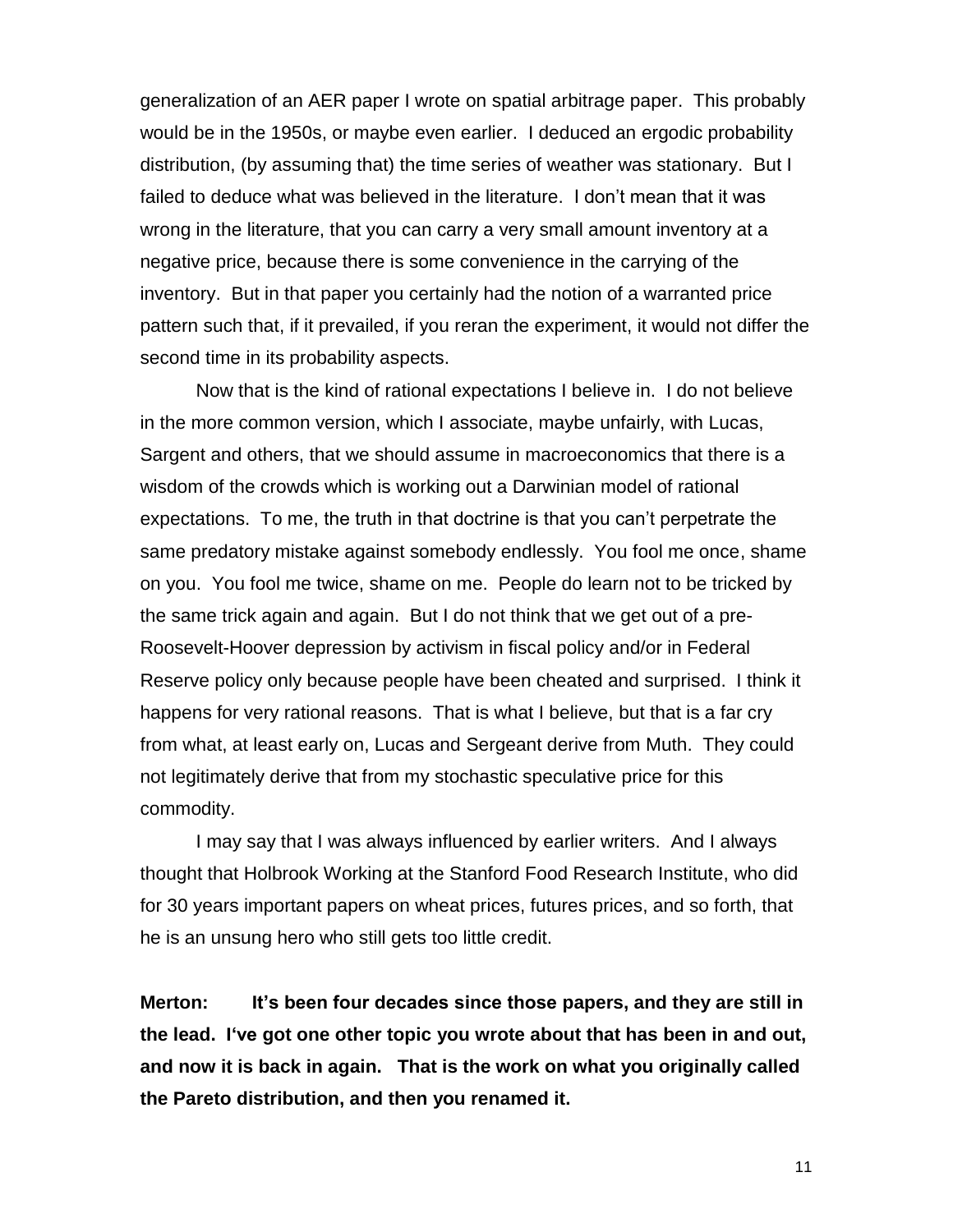generalization of an AER paper I wrote on spatial arbitrage paper. This probably would be in the 1950s, or maybe even earlier. I deduced an ergodic probability distribution, (by assuming that) the time series of weather was stationary. But I failed to deduce what was believed in the literature. I don't mean that it was wrong in the literature, that you can carry a very small amount inventory at a negative price, because there is some convenience in the carrying of the inventory. But in that paper you certainly had the notion of a warranted price pattern such that, if it prevailed, if you reran the experiment, it would not differ the second time in its probability aspects.

Now that is the kind of rational expectations I believe in. I do not believe in the more common version, which I associate, maybe unfairly, with Lucas, Sargent and others, that we should assume in macroeconomics that there is a wisdom of the crowds which is working out a Darwinian model of rational expectations. To me, the truth in that doctrine is that you can't perpetrate the same predatory mistake against somebody endlessly. You fool me once, shame on you. You fool me twice, shame on me. People do learn not to be tricked by the same trick again and again. But I do not think that we get out of a pre-Roosevelt-Hoover depression by activism in fiscal policy and/or in Federal Reserve policy only because people have been cheated and surprised. I think it happens for very rational reasons. That is what I believe, but that is a far cry from what, at least early on, Lucas and Sergeant derive from Muth. They could not legitimately derive that from my stochastic speculative price for this commodity.

I may say that I was always influenced by earlier writers. And I always thought that Holbrook Working at the Stanford Food Research Institute, who did for 30 years important papers on wheat prices, futures prices, and so forth, that he is an unsung hero who still gets too little credit.

**Merton: It's been four decades since those papers, and they are still in the lead. I've got one other topic you wrote about that has been in and out, and now it is back in again. That is the work on what you originally called the Pareto distribution, and then you renamed it.**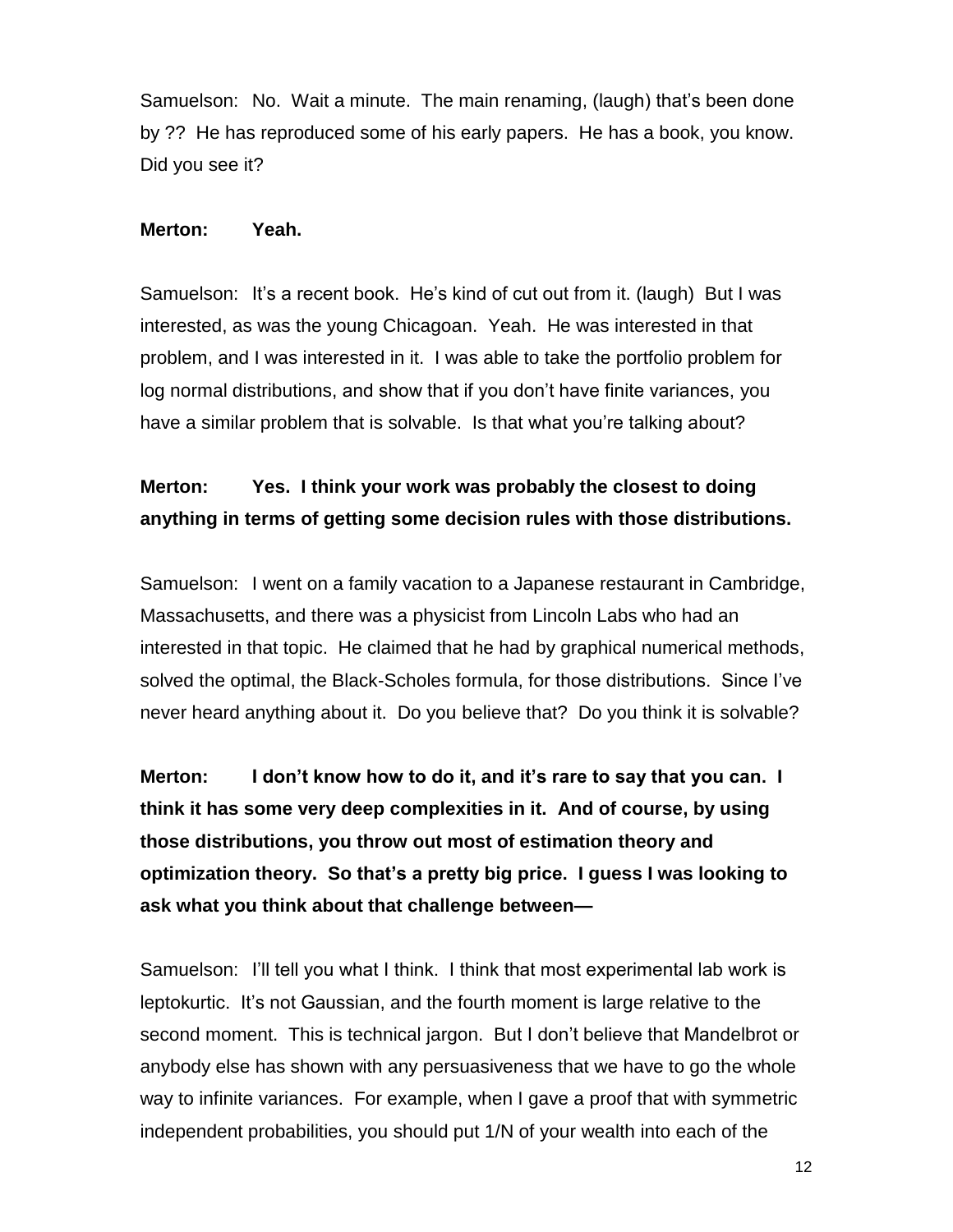Samuelson: No. Wait a minute. The main renaming, (laugh) that's been done by ?? He has reproduced some of his early papers. He has a book, you know. Did you see it?

**Merton: Yeah.**

Samuelson: It's a recent book. He's kind of cut out from it. (laugh) But I was interested, as was the young Chicagoan. Yeah. He was interested in that problem, and I was interested in it. I was able to take the portfolio problem for log normal distributions, and show that if you don't have finite variances, you have a similar problem that is solvable. Is that what you're talking about?

**Merton: Yes. I think your work was probably the closest to doing anything in terms of getting some decision rules with those distributions.**

Samuelson: I went on a family vacation to a Japanese restaurant in Cambridge, Massachusetts, and there was a physicist from Lincoln Labs who had an interested in that topic. He claimed that he had by graphical numerical methods, solved the optimal, the Black-Scholes formula, for those distributions. Since I've never heard anything about it. Do you believe that? Do you think it is solvable?

**Merton: I don't know how to do it, and it's rare to say that you can. I think it has some very deep complexities in it. And of course, by using those distributions, you throw out most of estimation theory and optimization theory. So that's a pretty big price. I guess I was looking to ask what you think about that challenge between—**

Samuelson: I'll tell you what I think. I think that most experimental lab work is leptokurtic. It's not Gaussian, and the fourth moment is large relative to the second moment. This is technical jargon. But I don't believe that Mandelbrot or anybody else has shown with any persuasiveness that we have to go the whole way to infinite variances. For example, when I gave a proof that with symmetric independent probabilities, you should put 1/N of your wealth into each of the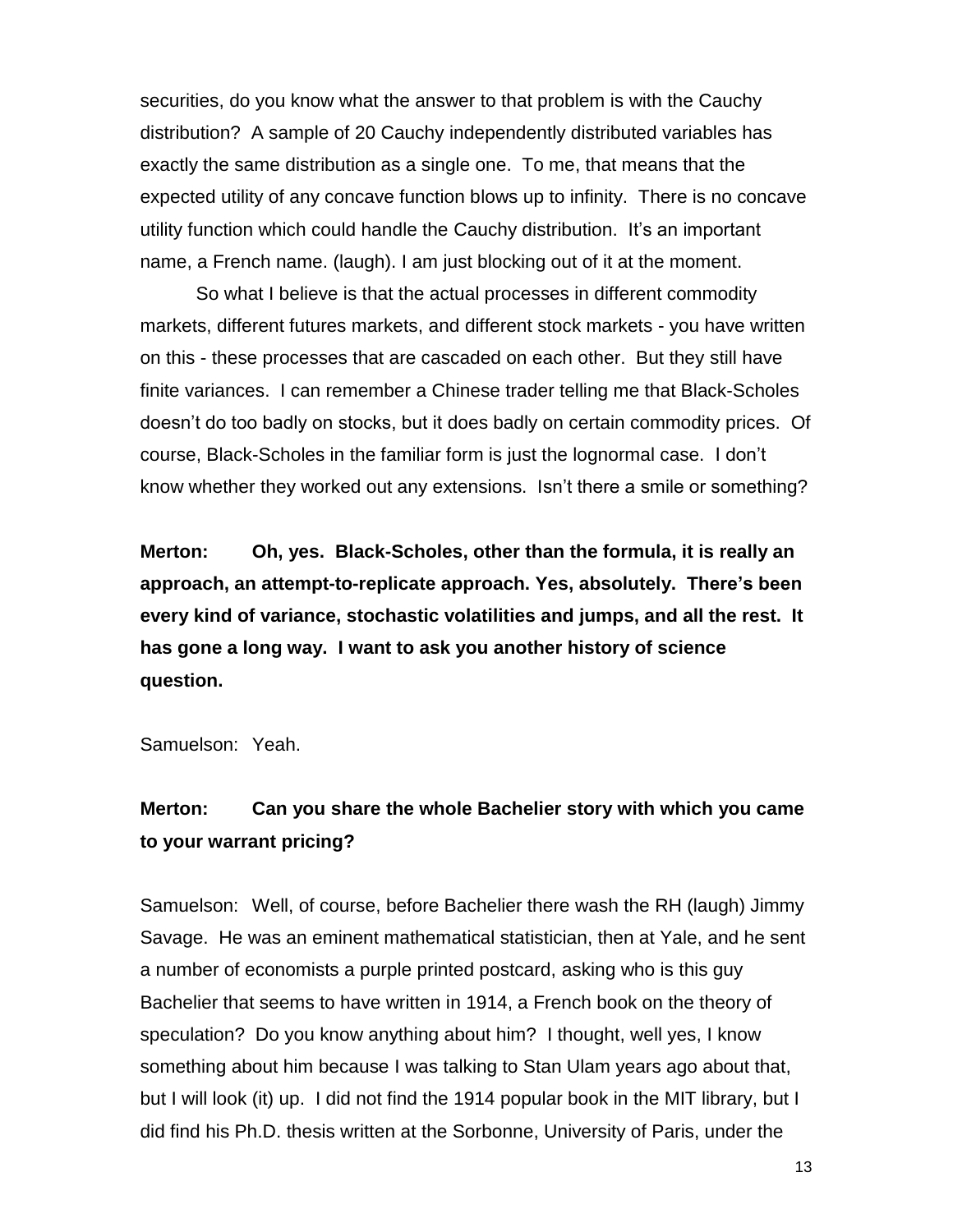securities, do you know what the answer to that problem is with the Cauchy distribution? A sample of 20 Cauchy independently distributed variables has exactly the same distribution as a single one. To me, that means that the expected utility of any concave function blows up to infinity. There is no concave utility function which could handle the Cauchy distribution. It's an important name, a French name. (laugh). I am just blocking out of it at the moment.

So what I believe is that the actual processes in different commodity markets, different futures markets, and different stock markets - you have written on this - these processes that are cascaded on each other. But they still have finite variances. I can remember a Chinese trader telling me that Black-Scholes doesn't do too badly on stocks, but it does badly on certain commodity prices. Of course, Black-Scholes in the familiar form is just the lognormal case. I don't know whether they worked out any extensions. Isn't there a smile or something?

**Merton: Oh, yes. Black-Scholes, other than the formula, it is really an approach, an attempt-to-replicate approach. Yes, absolutely. There's been every kind of variance, stochastic volatilities and jumps, and all the rest. It has gone a long way. I want to ask you another history of science question.**

Samuelson: Yeah.

**Merton: Can you share the whole Bachelier story with which you came to your warrant pricing?**

Samuelson: Well, of course, before Bachelier there wash the RH (laugh) Jimmy Savage. He was an eminent mathematical statistician, then at Yale, and he sent a number of economists a purple printed postcard, asking who is this guy Bachelier that seems to have written in 1914, a French book on the theory of speculation? Do you know anything about him? I thought, well yes, I know something about him because I was talking to Stan Ulam years ago about that, but I will look (it) up. I did not find the 1914 popular book in the MIT library, but I did find his Ph.D. thesis written at the Sorbonne, University of Paris, under the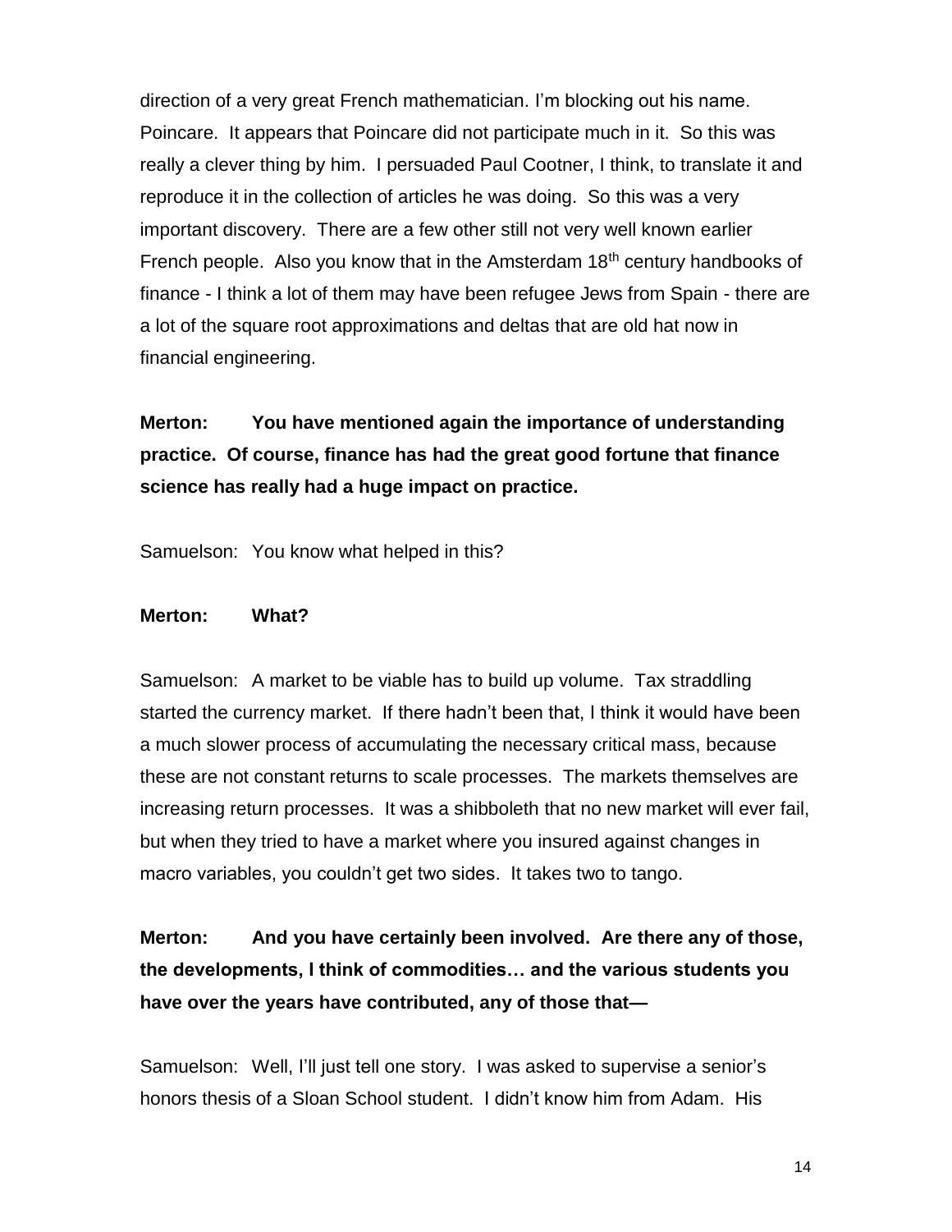direction of a very great French mathematician. I'm blocking out his name. Poincare. It appears that Poincare did not participate much in it. So this was really a clever thing by him. I persuaded Paul Cootner, I think, to translate it and reproduce it in the collection of articles he was doing. So this was a very important discovery. There are a few other still not very well known earlier French people. Also you know that in the Amsterdam 18th century handbooks of finance - I think a lot of them may have been refugee Jews from Spain - there are a lot of the square root approximations and deltas that are old hat now in financial engineering.

**Merton: You have mentioned again the importance of understanding practice. Of course, finance has had the great good fortune that finance science has really had a huge impact on practice.**

Samuelson: You know what helped in this?

**Merton: What?**

Samuelson: A market to be viable has to build up volume. Tax straddling started the currency market. If there hadn't been that, I think it would have been a much slower process of accumulating the necessary critical mass, because these are not constant returns to scale processes. The markets themselves are increasing return processes. It was a shibboleth that no new market will ever fail, but when they tried to have a market where you insured against changes in macro variables, you couldn't get two sides. It takes two to tango.

**Merton: And you have certainly been involved. Are there any of those, the developments, I think of commodities… and the various students you have over the years have contributed, any of those that—**

Samuelson: Well, I'll just tell one story. I was asked to supervise a senior's honors thesis of a Sloan School student. I didn't know him from Adam. His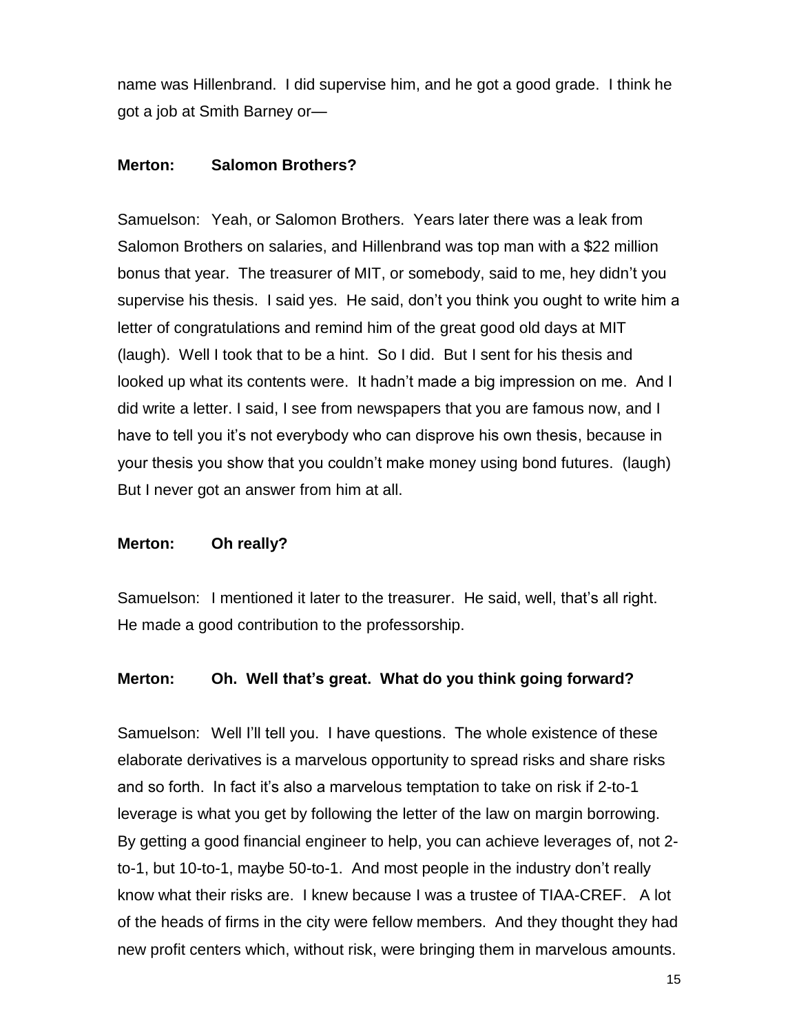name was Hillenbrand. I did supervise him, and he got a good grade. I think he got a job at Smith Barney or—

**Merton: Salomon Brothers?**

Samuelson: Yeah, or Salomon Brothers. Years later there was a leak from Salomon Brothers on salaries, and Hillenbrand was top man with a $22 million bonus that year. The treasurer of MIT, or somebody, said to me, hey didn't you supervise his thesis. I said yes. He said, don't you think you ought to write him a letter of congratulations and remind him of the great good old days at MIT (laugh). Well I took that to be a hint. So I did. But I sent for his thesis and looked up what its contents were. It hadn't made a big impression on me. And I did write a letter. I said, I see from newspapers that you are famous now, and I have to tell you it's not everybody who can disprove his own thesis, because in your thesis you show that you couldn't make money using bond futures. (laugh) But I never got an answer from him at all.

**Merton: Oh really?**

Samuelson: I mentioned it later to the treasurer. He said, well, that's all right. He made a good contribution to the professorship.

**Merton: Oh. Well that's great. What do you think going forward?**

Samuelson: Well I'll tell you. I have questions. The whole existence of these elaborate derivatives is a marvelous opportunity to spread risks and share risks and so forth. In fact it's also a marvelous temptation to take on risk if 2-to-1 leverage is what you get by following the letter of the law on margin borrowing. By getting a good financial engineer to help, you can achieve leverages of, not 2-to-1, but 10-to-1, maybe 50-to-1. And most people in the industry don't really know what their risks are. I knew because I was a trustee of TIAA-CREF. A lot of the heads of firms in the city were fellow members. And they thought they had new profit centers which, without risk, were bringing them in marvelous amounts.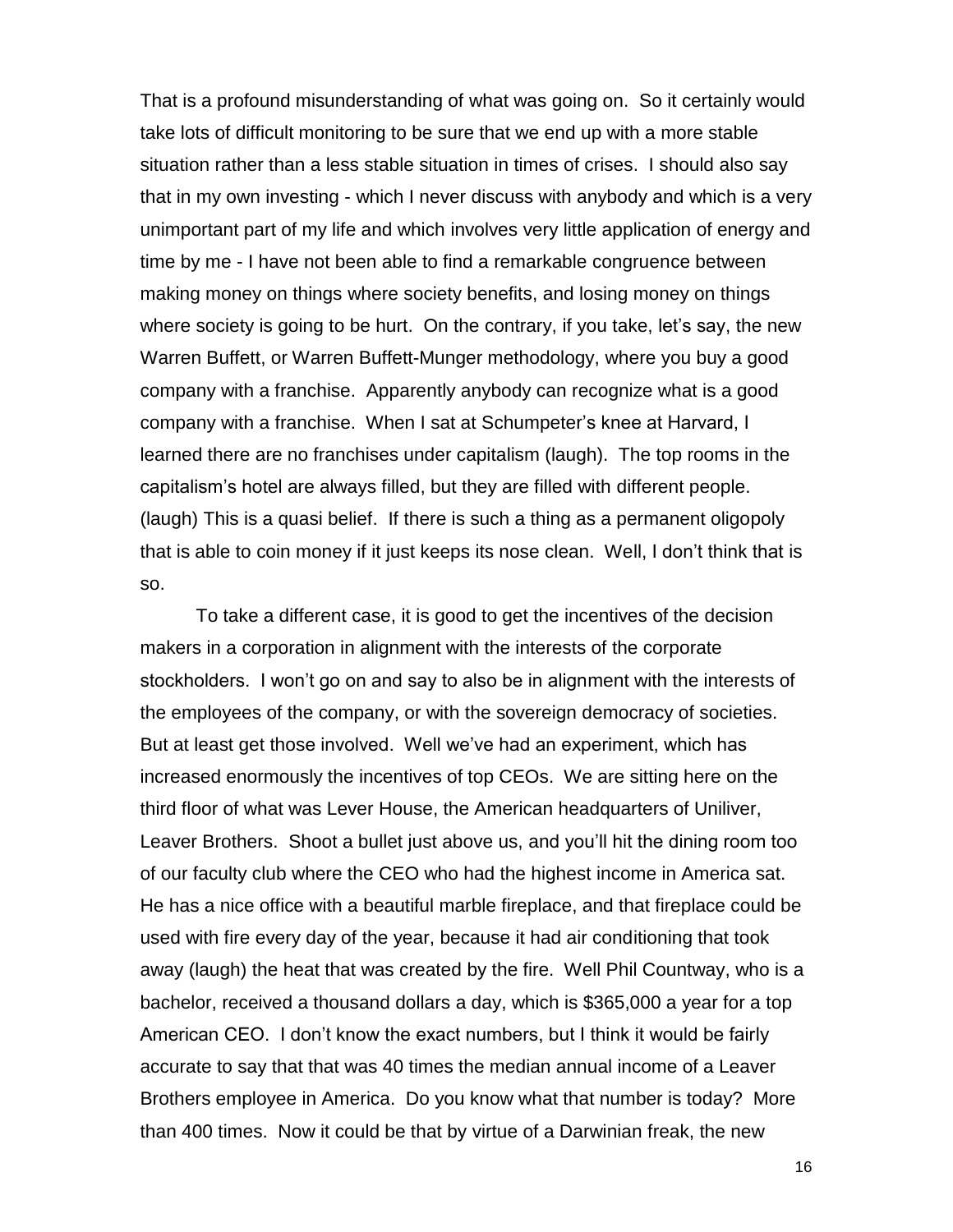That is a profound misunderstanding of what was going on. So it certainly would take lots of difficult monitoring to be sure that we end up with a more stable situation rather than a less stable situation in times of crises. I should also say that in my own investing - which I never discuss with anybody and which is a very unimportant part of my life and which involves very little application of energy and time by me - I have not been able to find a remarkable congruence between making money on things where society benefits, and losing money on things where society is going to be hurt. On the contrary, if you take, let's say, the new Warren Buffett, or Warren Buffett-Munger methodology, where you buy a good company with a franchise. Apparently anybody can recognize what is a good company with a franchise. When I sat at Schumpeter's knee at Harvard, I learned there are no franchises under capitalism (laugh). The top rooms in the capitalism's hotel are always filled, but they are filled with different people. (laugh) This is a quasi belief. If there is such a thing as a permanent oligopoly that is able to coin money if it just keeps its nose clean. Well, I don't think that is so.

To take a different case, it is good to get the incentives of the decision makers in a corporation in alignment with the interests of the corporate stockholders. I won't go on and say to also be in alignment with the interests of the employees of the company, or with the sovereign democracy of societies. But at least get those involved. Well we've had an experiment, which has increased enormously the incentives of top CEOs. We are sitting here on the third floor of what was Lever House, the American headquarters of Uniliver, Leaver Brothers. Shoot a bullet just above us, and you'll hit the dining room too of our faculty club where the CEO who had the highest income in America sat. He has a nice office with a beautiful marble fireplace, and that fireplace could be used with fire every day of the year, because it had air conditioning that took away (laugh) the heat that was created by the fire. Well Phil Countway, who is a bachelor, received a thousand dollars a day, which is $365,000 a year for a top American CEO. I don't know the exact numbers, but I think it would be fairly accurate to say that that was 40 times the median annual income of a Leaver Brothers employee in America. Do you know what that number is today? More than 400 times. Now it could be that by virtue of a Darwinian freak, the new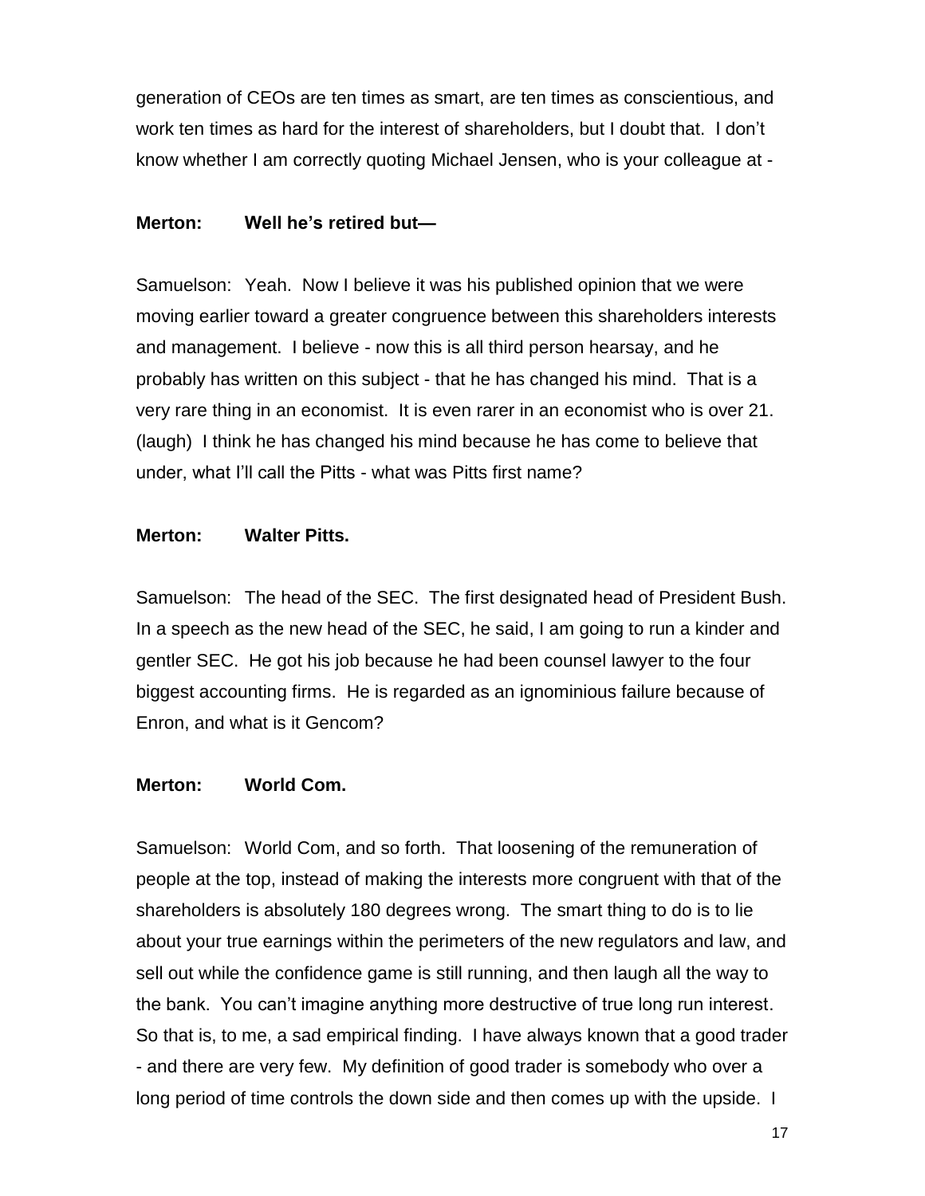generation of CEOs are ten times as smart, are ten times as conscientious, and work ten times as hard for the interest of shareholders, but I doubt that. I don't know whether I am correctly quoting Michael Jensen, who is your colleague at -

**Merton: Well he's retired but—**

Samuelson: Yeah. Now I believe it was his published opinion that we were moving earlier toward a greater congruence between this shareholders interests and management. I believe - now this is all third person hearsay, and he probably has written on this subject - that he has changed his mind. That is a very rare thing in an economist. It is even rarer in an economist who is over 21. (laugh) I think he has changed his mind because he has come to believe that under, what I'll call the Pitts - what was Pitts first name?

**Merton: Walter Pitts.**

Samuelson: The head of the SEC. The first designated head of President Bush. In a speech as the new head of the SEC, he said, I am going to run a kinder and gentler SEC. He got his job because he had been counsel lawyer to the four biggest accounting firms. He is regarded as an ignominious failure because of Enron, and what is it Gencom?

**Merton: World Com.**

Samuelson: World Com, and so forth. That loosening of the remuneration of people at the top, instead of making the interests more congruent with that of the shareholders is absolutely 180 degrees wrong. The smart thing to do is to lie about your true earnings within the perimeters of the new regulators and law, and sell out while the confidence game is still running, and then laugh all the way to the bank. You can't imagine anything more destructive of true long run interest. So that is, to me, a sad empirical finding. I have always known that a good trader - and there are very few. My definition of good trader is somebody who over a long period of time controls the down side and then comes up with the upside. I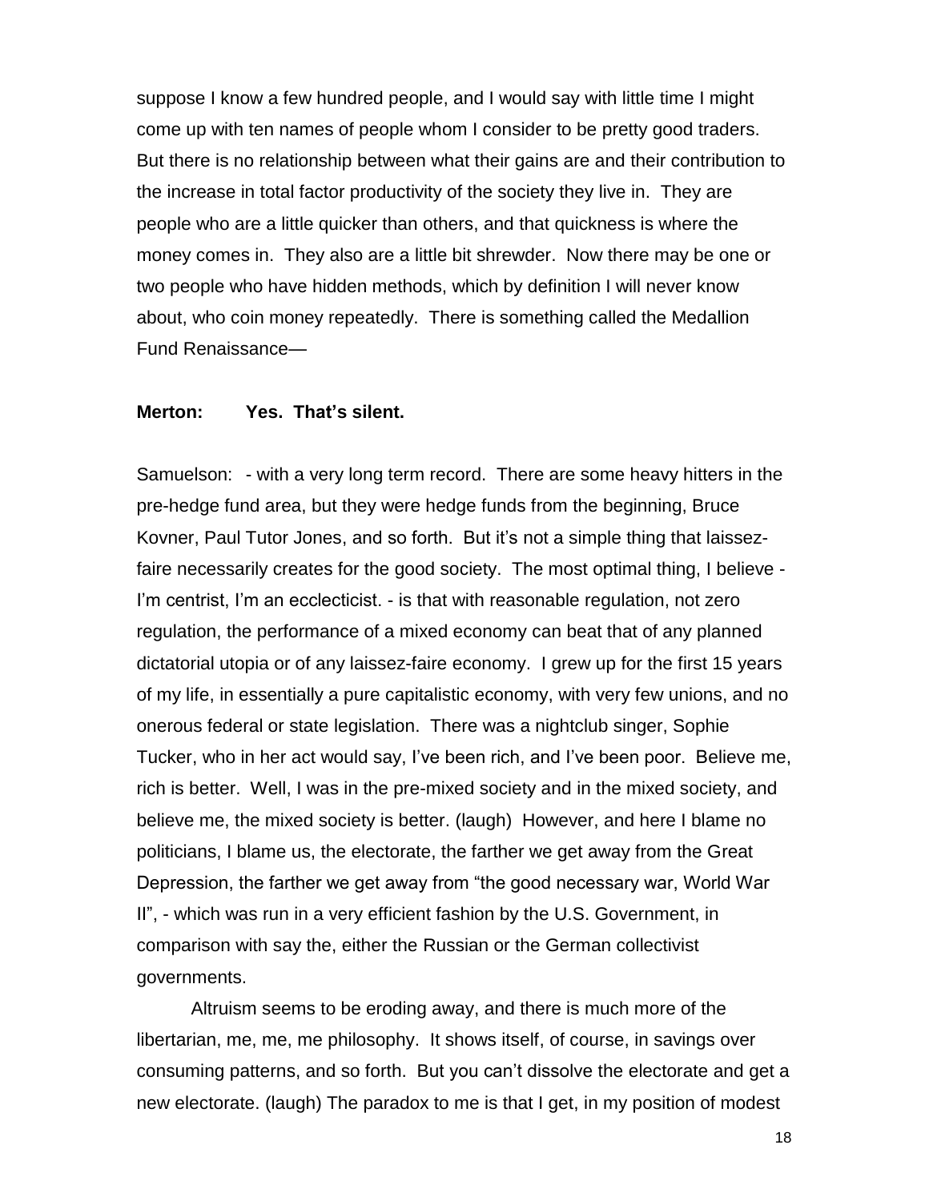suppose I know a few hundred people, and I would say with little time I might come up with ten names of people whom I consider to be pretty good traders. But there is no relationship between what their gains are and their contribution to the increase in total factor productivity of the society they live in. They are people who are a little quicker than others, and that quickness is where the money comes in. They also are a little bit shrewder. Now there may be one or two people who have hidden methods, which by definition I will never know about, who coin money repeatedly. There is something called the Medallion Fund Renaissance—

**Merton: Yes. That's silent.**

Samuelson: - with a very long term record. There are some heavy hitters in the pre-hedge fund area, but they were hedge funds from the beginning, Bruce Kovner, Paul Tutor Jones, and so forth. But it's not a simple thing that laissez-faire necessarily creates for the good society. The most optimal thing, I believe - I'm centrist, I'm an ecclecticist. - is that with reasonable regulation, not zero regulation, the performance of a mixed economy can beat that of any planned dictatorial utopia or of any laissez-faire economy. I grew up for the first 15 years of my life, in essentially a pure capitalistic economy, with very few unions, and no onerous federal or state legislation. There was a nightclub singer, Sophie Tucker, who in her act would say, I've been rich, and I've been poor. Believe me, rich is better. Well, I was in the pre-mixed society and in the mixed society, and believe me, the mixed society is better. (laugh) However, and here I blame no politicians, I blame us, the electorate, the farther we get away from the Great Depression, the farther we get away from "the good necessary war, World War II", - which was run in a very efficient fashion by the U.S. Government, in comparison with say the, either the Russian or the German collectivist governments.

Altruism seems to be eroding away, and there is much more of the libertarian, me, me, me philosophy. It shows itself, of course, in savings over consuming patterns, and so forth. But you can't dissolve the electorate and get a new electorate. (laugh) The paradox to me is that I get, in my position of modest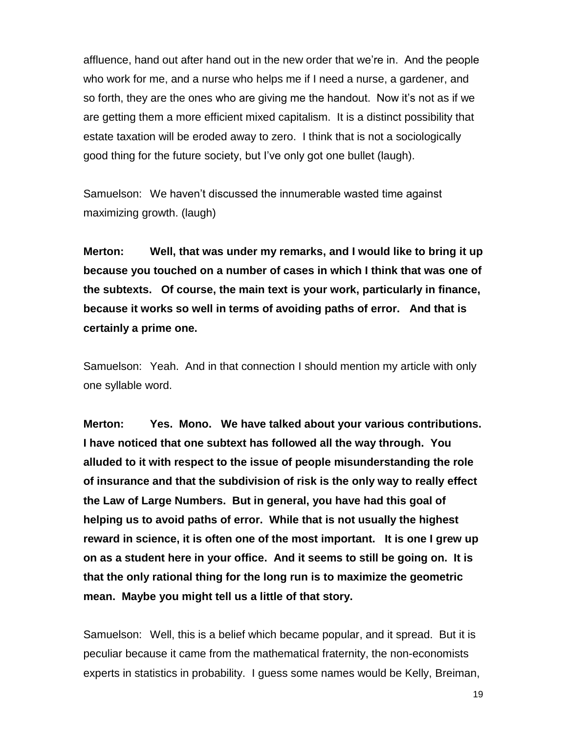affluence, hand out after hand out in the new order that we're in. And the people who work for me, and a nurse who helps me if I need a nurse, a gardener, and so forth, they are the ones who are giving me the handout. Now it's not as if we are getting them a more efficient mixed capitalism. It is a distinct possibility that estate taxation will be eroded away to zero. I think that is not a sociologically good thing for the future society, but I've only got one bullet (laugh).

Samuelson: We haven't discussed the innumerable wasted time against maximizing growth. (laugh)

**Merton: Well, that was under my remarks, and I would like to bring it up because you touched on a number of cases in which I think that was one of the subtexts. Of course, the main text is your work, particularly in finance, because it works so well in terms of avoiding paths of error. And that is certainly a prime one.**

Samuelson: Yeah. And in that connection I should mention my article with only one syllable word.

**Merton: Yes. Mono. We have talked about your various contributions. I have noticed that one subtext has followed all the way through. You alluded to it with respect to the issue of people misunderstanding the role of insurance and that the subdivision of risk is the only way to really effect the Law of Large Numbers. But in general, you have had this goal of helping us to avoid paths of error. While that is not usually the highest reward in science, it is often one of the most important. It is one I grew up on as a student here in your office. And it seems to still be going on. It is that the only rational thing for the long run is to maximize the geometric mean. Maybe you might tell us a little of that story.**

Samuelson: Well, this is a belief which became popular, and it spread. But it is peculiar because it came from the mathematical fraternity, the non-economists experts in statistics in probability. I guess some names would be Kelly, Breiman,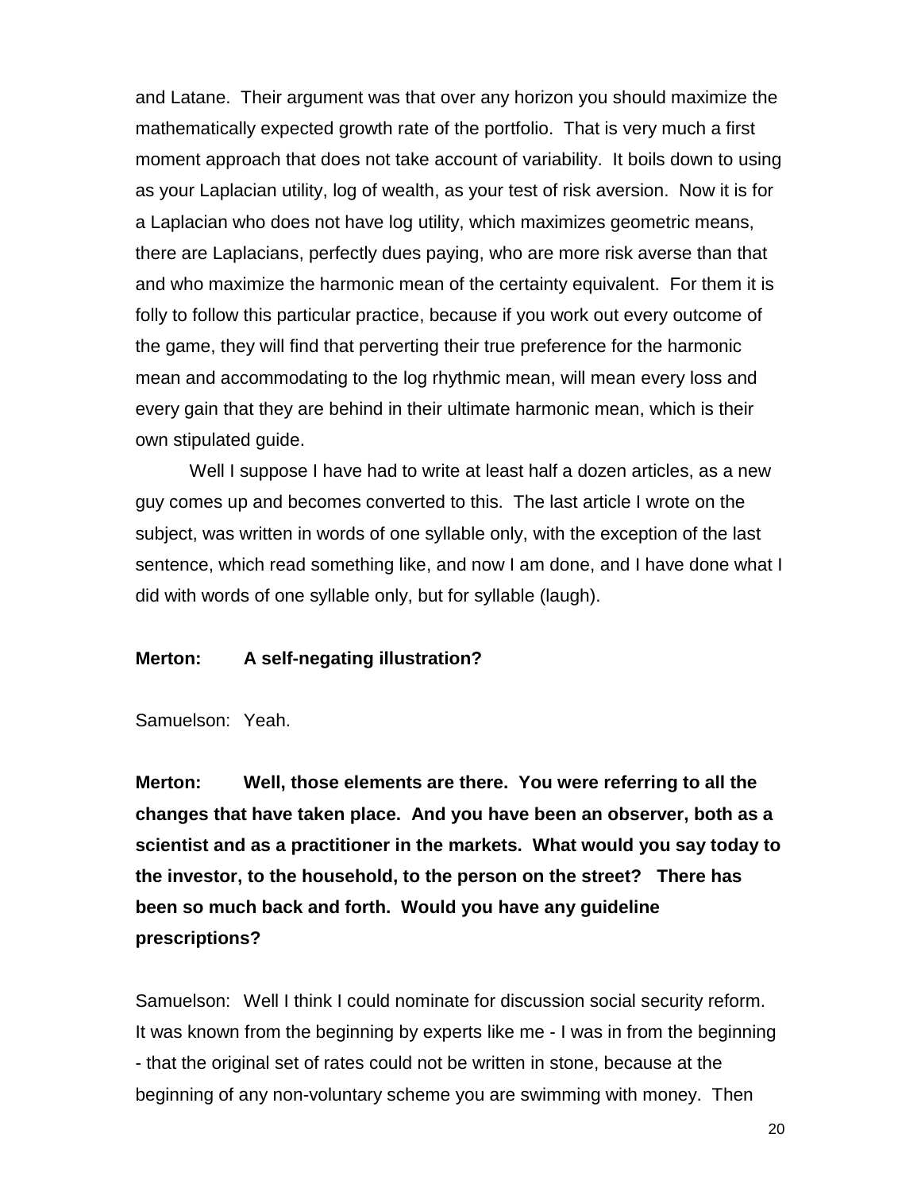and Latane. Their argument was that over any horizon you should maximize the mathematically expected growth rate of the portfolio. That is very much a first moment approach that does not take account of variability. It boils down to using as your Laplacian utility, log of wealth, as your test of risk aversion. Now it is for a Laplacian who does not have log utility, which maximizes geometric means, there are Laplacians, perfectly dues paying, who are more risk averse than that and who maximize the harmonic mean of the certainty equivalent. For them it is folly to follow this particular practice, because if you work out every outcome of the game, they will find that perverting their true preference for the harmonic mean and accommodating to the log rhythmic mean, will mean every loss and every gain that they are behind in their ultimate harmonic mean, which is their own stipulated guide.

Well I suppose I have had to write at least half a dozen articles, as a new guy comes up and becomes converted to this. The last article I wrote on the subject, was written in words of one syllable only, with the exception of the last sentence, which read something like, and now I am done, and I have done what I did with words of one syllable only, but for syllable (laugh).

**Merton: A self-negating illustration?**

Samuelson: Yeah.

**Merton: Well, those elements are there. You were referring to all the changes that have taken place. And you have been an observer, both as a scientist and as a practitioner in the markets. What would you say today to the investor, to the household, to the person on the street? There has been so much back and forth. Would you have any guideline prescriptions?**

Samuelson: Well I think I could nominate for discussion social security reform. It was known from the beginning by experts like me - I was in from the beginning - that the original set of rates could not be written in stone, because at the beginning of any non-voluntary scheme you are swimming with money. Then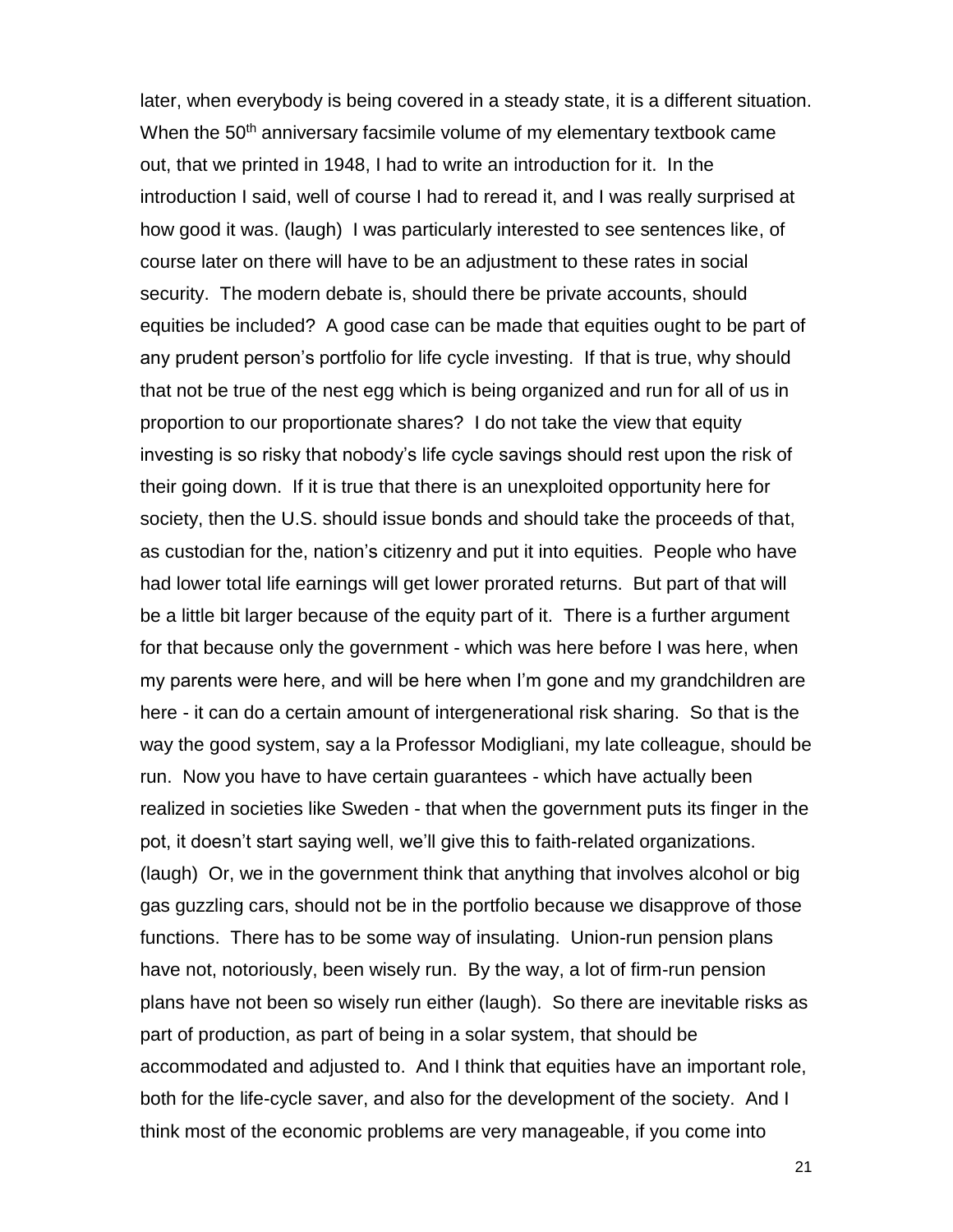later, when everybody is being covered in a steady state, it is a different situation. When the 50th anniversary facsimile volume of my elementary textbook came out, that we printed in 1948, I had to write an introduction for it. In the introduction I said, well of course I had to reread it, and I was really surprised at how good it was. (laugh) I was particularly interested to see sentences like, of course later on there will have to be an adjustment to these rates in social security. The modern debate is, should there be private accounts, should equities be included? A good case can be made that equities ought to be part of any prudent person's portfolio for life cycle investing. If that is true, why should that not be true of the nest egg which is being organized and run for all of us in proportion to our proportionate shares? I do not take the view that equity investing is so risky that nobody's life cycle savings should rest upon the risk of their going down. If it is true that there is an unexploited opportunity here for society, then the U.S. should issue bonds and should take the proceeds of that, as custodian for the, nation's citizenry and put it into equities. People who have had lower total life earnings will get lower prorated returns. But part of that will be a little bit larger because of the equity part of it. There is a further argument for that because only the government - which was here before I was here, when my parents were here, and will be here when I'm gone and my grandchildren are here - it can do a certain amount of intergenerational risk sharing. So that is the way the good system, say a la Professor Modigliani, my late colleague, should be run. Now you have to have certain guarantees - which have actually been realized in societies like Sweden - that when the government puts its finger in the pot, it doesn't start saying well, we'll give this to faith-related organizations. (laugh) Or, we in the government think that anything that involves alcohol or big gas guzzling cars, should not be in the portfolio because we disapprove of those functions. There has to be some way of insulating. Union-run pension plans have not, notoriously, been wisely run. By the way, a lot of firm-run pension plans have not been so wisely run either (laugh). So there are inevitable risks as part of production, as part of being in a solar system, that should be accommodated and adjusted to. And I think that equities have an important role, both for the life-cycle saver, and also for the development of the society. And I think most of the economic problems are very manageable, if you come into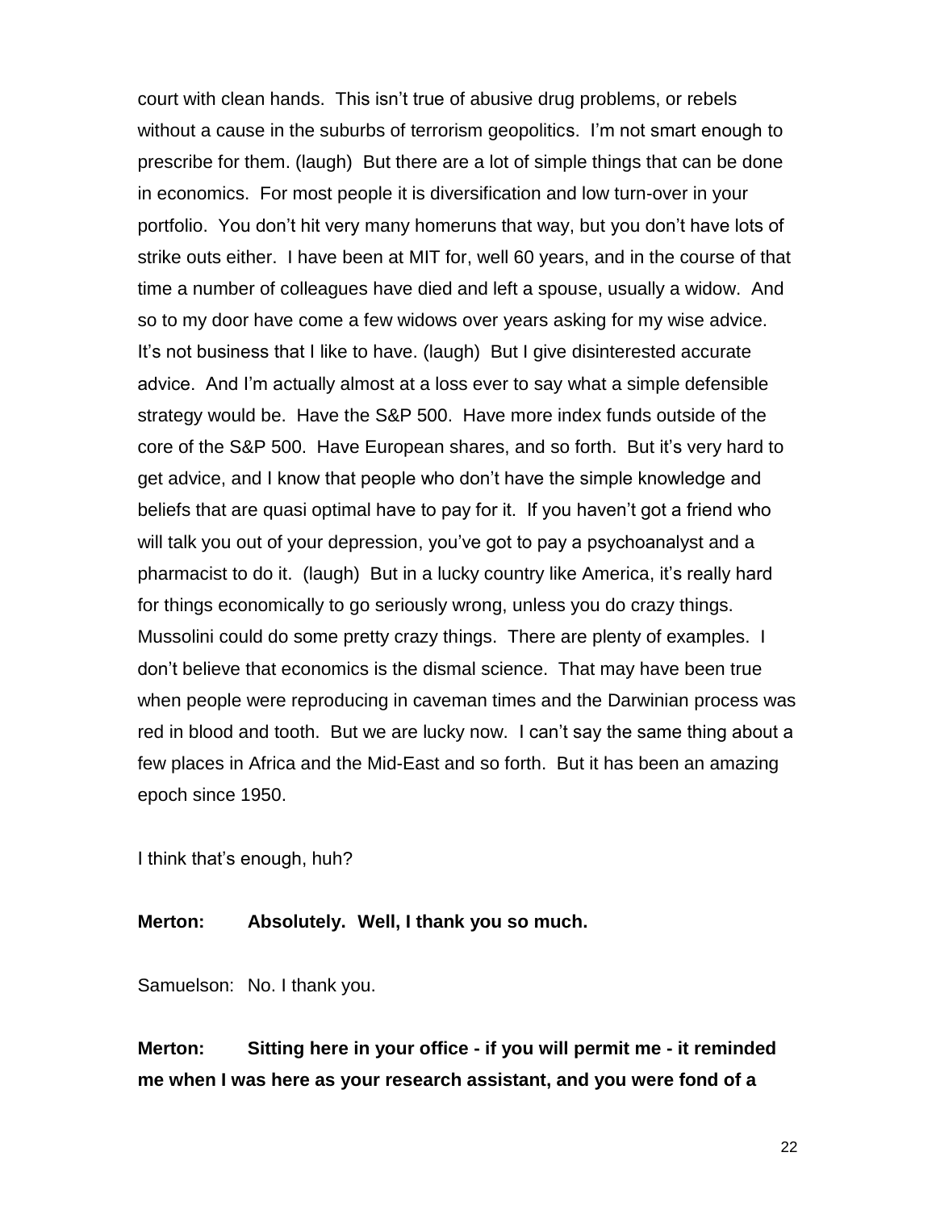court with clean hands. This isn't true of abusive drug problems, or rebels without a cause in the suburbs of terrorism geopolitics. I'm not smart enough to prescribe for them. (laugh) But there are a lot of simple things that can be done in economics. For most people it is diversification and low turn-over in your portfolio. You don't hit very many homeruns that way, but you don't have lots of strike outs either. I have been at MIT for, well 60 years, and in the course of that time a number of colleagues have died and left a spouse, usually a widow. And so to my door have come a few widows over years asking for my wise advice. It's not business that I like to have. (laugh) But I give disinterested accurate advice. And I'm actually almost at a loss ever to say what a simple defensible strategy would be. Have the S&P 500. Have more index funds outside of the core of the S&P 500. Have European shares, and so forth. But it's very hard to get advice, and I know that people who don't have the simple knowledge and beliefs that are quasi optimal have to pay for it. If you haven't got a friend who will talk you out of your depression, you've got to pay a psychoanalyst and a pharmacist to do it. (laugh) But in a lucky country like America, it's really hard for things economically to go seriously wrong, unless you do crazy things. Mussolini could do some pretty crazy things. There are plenty of examples. I don't believe that economics is the dismal science. That may have been true when people were reproducing in caveman times and the Darwinian process was red in blood and tooth. But we are lucky now. I can't say the same thing about a few places in Africa and the Mid-East and so forth. But it has been an amazing epoch since 1950.

I think that's enough, huh?

**Merton: Absolutely. Well, I thank you so much.**

Samuelson: No. I thank you.

**Merton: Sitting here in your office - if you will permit me - it reminded me when I was here as your research assistant, and you were fond of a**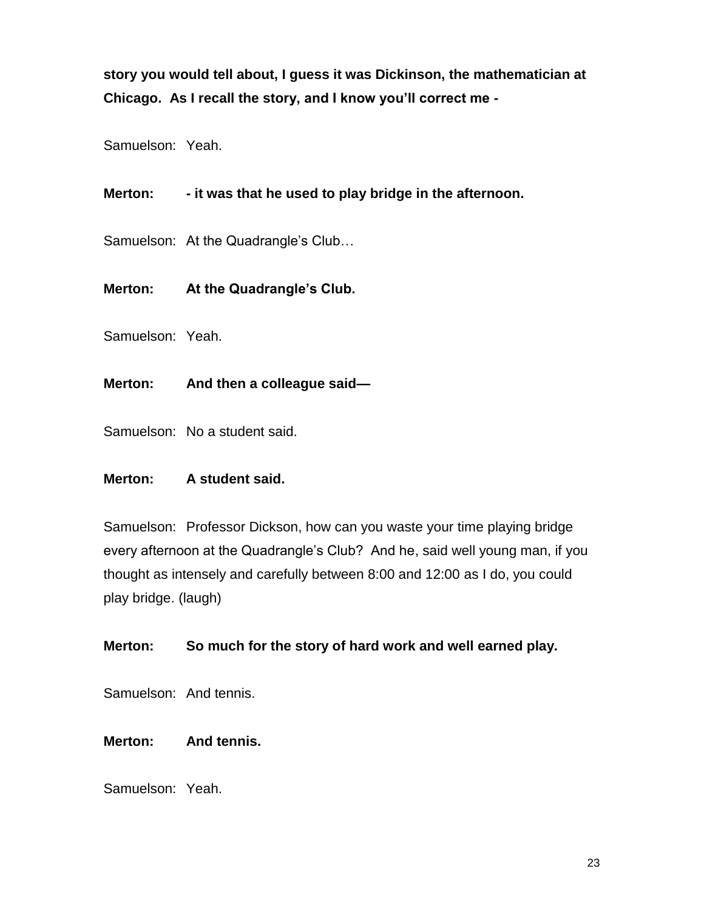**story you would tell about, I guess it was Dickinson, the mathematician at Chicago. As I recall the story, and I know you'll correct me -**

Samuelson: Yeah.

**Merton: - it was that he used to play bridge in the afternoon.**

Samuelson: At the Quadrangle's Club…

**Merton: At the Quadrangle's Club.**

Samuelson: Yeah.

**Merton: And then a colleague said—**

Samuelson: No a student said.

**Merton: A student said.**

Samuelson: Professor Dickson, how can you waste your time playing bridge every afternoon at the Quadrangle's Club? And he, said well young man, if you thought as intensely and carefully between 8:00 and 12:00 as I do, you could play bridge. (laugh)

**Merton: So much for the story of hard work and well earned play.**

Samuelson: And tennis.

**Merton: And tennis.**

Samuelson: Yeah.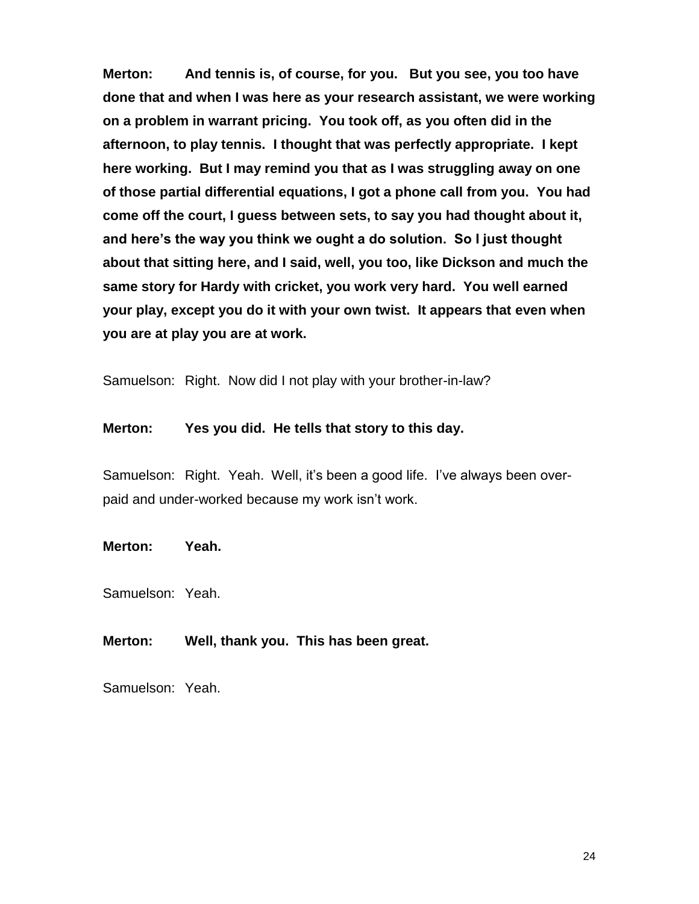**Merton: And tennis is, of course, for you. But you see, you too have done that and when I was here as your research assistant, we were working on a problem in warrant pricing. You took off, as you often did in the afternoon, to play tennis. I thought that was perfectly appropriate. I kept here working. But I may remind you that as I was struggling away on one of those partial differential equations, I got a phone call from you. You had come off the court, I guess between sets, to say you had thought about it, and here's the way you think we ought a do solution. So I just thought about that sitting here, and I said, well, you too, like Dickson and much the same story for Hardy with cricket, you work very hard. You well earned your play, except you do it with your own twist. It appears that even when you are at play you are at work.**

Samuelson: Right. Now did I not play with your brother-in-law?

**Merton: Yes you did. He tells that story to this day.**

Samuelson: Right. Yeah. Well, it's been a good life. I've always been over-paid and under-worked because my work isn't work.

**Merton: Yeah.**

Samuelson: Yeah.

**Merton: Well, thank you. This has been great.**

Samuelson: Yeah.